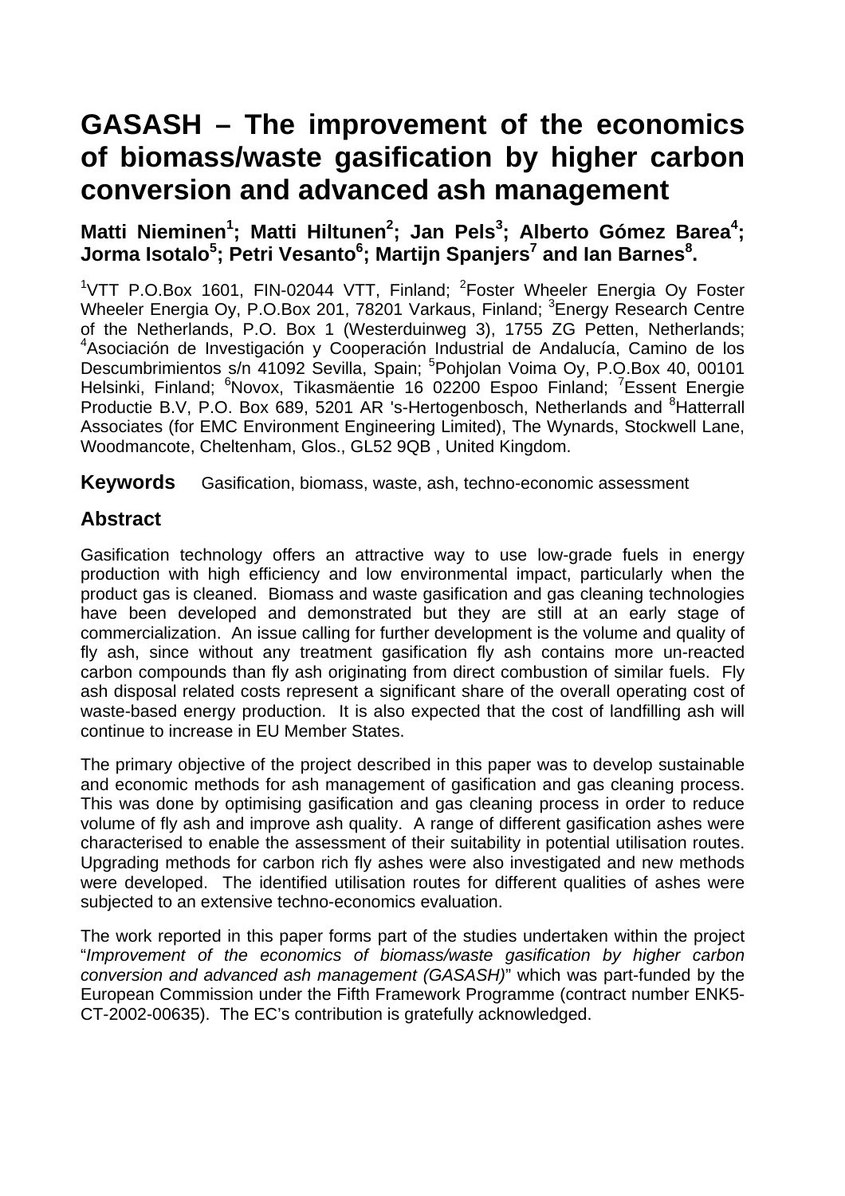# GASASH – The improvement of the economics of biomass/waste gasification by higher carbon conversion and advanced ash management

**Matti Nieminen[1]; Matti Hiltunen[2]; Jan Pels[3]; Alberto Gómez Barea[4]; Jorma Isotalo[5]; Petri Vesanto[6]; Martijn Spanjers[7] and Ian Barnes[8].**

[1]VTT P.O.Box 1601, FIN-02044 VTT, Finland; [2]Foster Wheeler Energia Oy Foster Wheeler Energia Oy, P.O.Box 201, 78201 Varkaus, Finland; [3]Energy Research Centre of the Netherlands, P.O. Box 1 (Westerduinweg 3), 1755 ZG Petten, Netherlands; [4]Asociación de Investigación y Cooperación Industrial de Andalucía, Camino de los Descumbrimientos s/n 41092 Sevilla, Spain; [5]Pohjolan Voima Oy, P.O.Box 40, 00101 Helsinki, Finland; [6]Novox, Tikasmäentie 16 02200 Espoo Finland; [7]Essent Energie Productie B.V, P.O. Box 689, 5201 AR 's-Hertogenbosch, Netherlands and [8]Hatterrall Associates (for EMC Environment Engineering Limited), The Wynards, Stockwell Lane, Woodmancote, Cheltenham, Glos., GL52 9QB , United Kingdom.

**Keywords** Gasification, biomass, waste, ash, techno-economic assessment

## Abstract

Gasification technology offers an attractive way to use low-grade fuels in energy production with high efficiency and low environmental impact, particularly when the product gas is cleaned. Biomass and waste gasification and gas cleaning technologies have been developed and demonstrated but they are still at an early stage of commercialization. An issue calling for further development is the volume and quality of fly ash, since without any treatment gasification fly ash contains more un-reacted carbon compounds than fly ash originating from direct combustion of similar fuels. Fly ash disposal related costs represent a significant share of the overall operating cost of waste-based energy production. It is also expected that the cost of landfilling ash will continue to increase in EU Member States.

The primary objective of the project described in this paper was to develop sustainable and economic methods for ash management of gasification and gas cleaning process. This was done by optimising gasification and gas cleaning process in order to reduce volume of fly ash and improve ash quality. A range of different gasification ashes were characterised to enable the assessment of their suitability in potential utilisation routes. Upgrading methods for carbon rich fly ashes were also investigated and new methods were developed. The identified utilisation routes for different qualities of ashes were subjected to an extensive techno-economics evaluation.

The work reported in this paper forms part of the studies undertaken within the project "*Improvement of the economics of biomass/waste gasification by higher carbon conversion and advanced ash management (GASASH)*" which was part-funded by the European Commission under the Fifth Framework Programme (contract number ENK5-CT-2002-00635). The EC's contribution is gratefully acknowledged.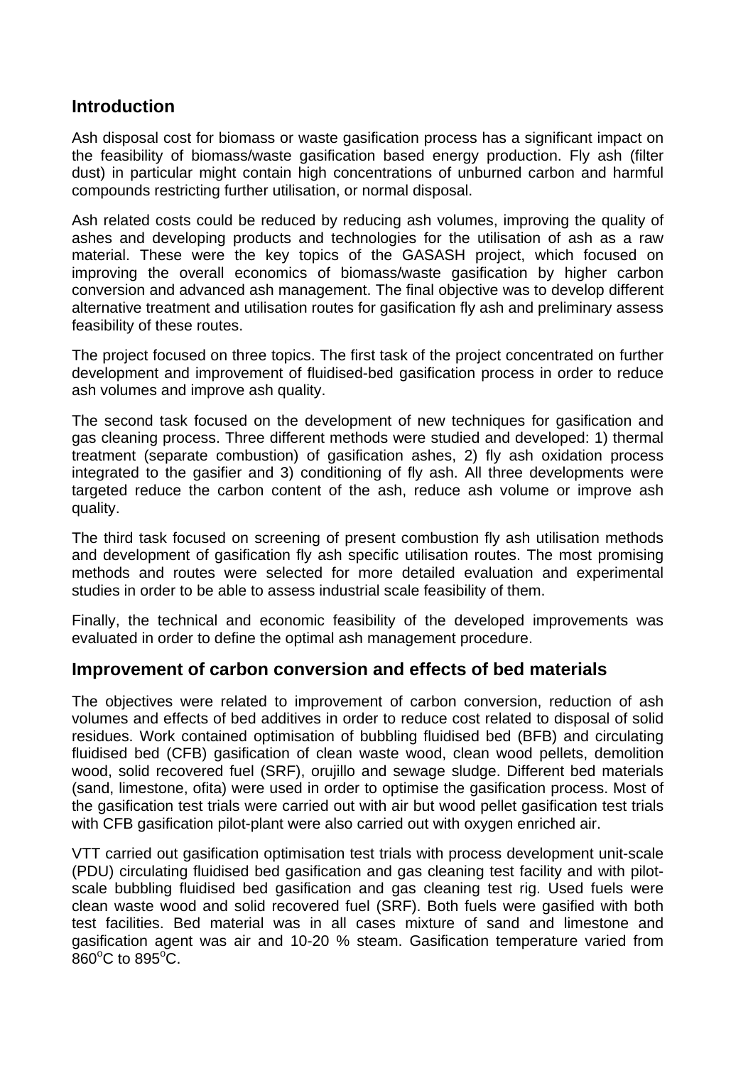## Introduction

Ash disposal cost for biomass or waste gasification process has a significant impact on the feasibility of biomass/waste gasification based energy production. Fly ash (filter dust) in particular might contain high concentrations of unburned carbon and harmful compounds restricting further utilisation, or normal disposal.

Ash related costs could be reduced by reducing ash volumes, improving the quality of ashes and developing products and technologies for the utilisation of ash as a raw material. These were the key topics of the GASASH project, which focused on improving the overall economics of biomass/waste gasification by higher carbon conversion and advanced ash management. The final objective was to develop different alternative treatment and utilisation routes for gasification fly ash and preliminary assess feasibility of these routes.

The project focused on three topics. The first task of the project concentrated on further development and improvement of fluidised-bed gasification process in order to reduce ash volumes and improve ash quality.

The second task focused on the development of new techniques for gasification and gas cleaning process. Three different methods were studied and developed: 1) thermal treatment (separate combustion) of gasification ashes, 2) fly ash oxidation process integrated to the gasifier and 3) conditioning of fly ash. All three developments were targeted reduce the carbon content of the ash, reduce ash volume or improve ash quality.

The third task focused on screening of present combustion fly ash utilisation methods and development of gasification fly ash specific utilisation routes. The most promising methods and routes were selected for more detailed evaluation and experimental studies in order to be able to assess industrial scale feasibility of them.

Finally, the technical and economic feasibility of the developed improvements was evaluated in order to define the optimal ash management procedure.

## Improvement of carbon conversion and effects of bed materials

The objectives were related to improvement of carbon conversion, reduction of ash volumes and effects of bed additives in order to reduce cost related to disposal of solid residues. Work contained optimisation of bubbling fluidised bed (BFB) and circulating fluidised bed (CFB) gasification of clean waste wood, clean wood pellets, demolition wood, solid recovered fuel (SRF), orujillo and sewage sludge. Different bed materials (sand, limestone, ofita) were used in order to optimise the gasification process. Most of the gasification test trials were carried out with air but wood pellet gasification test trials with CFB gasification pilot-plant were also carried out with oxygen enriched air.

VTT carried out gasification optimisation test trials with process development unit-scale (PDU) circulating fluidised bed gasification and gas cleaning test facility and with pilot-scale bubbling fluidised bed gasification and gas cleaning test rig. Used fuels were clean waste wood and solid recovered fuel (SRF). Both fuels were gasified with both test facilities. Bed material was in all cases mixture of sand and limestone and gasification agent was air and 10-20 % steam. Gasification temperature varied from $860^{o}C$ to $895^{o}C$.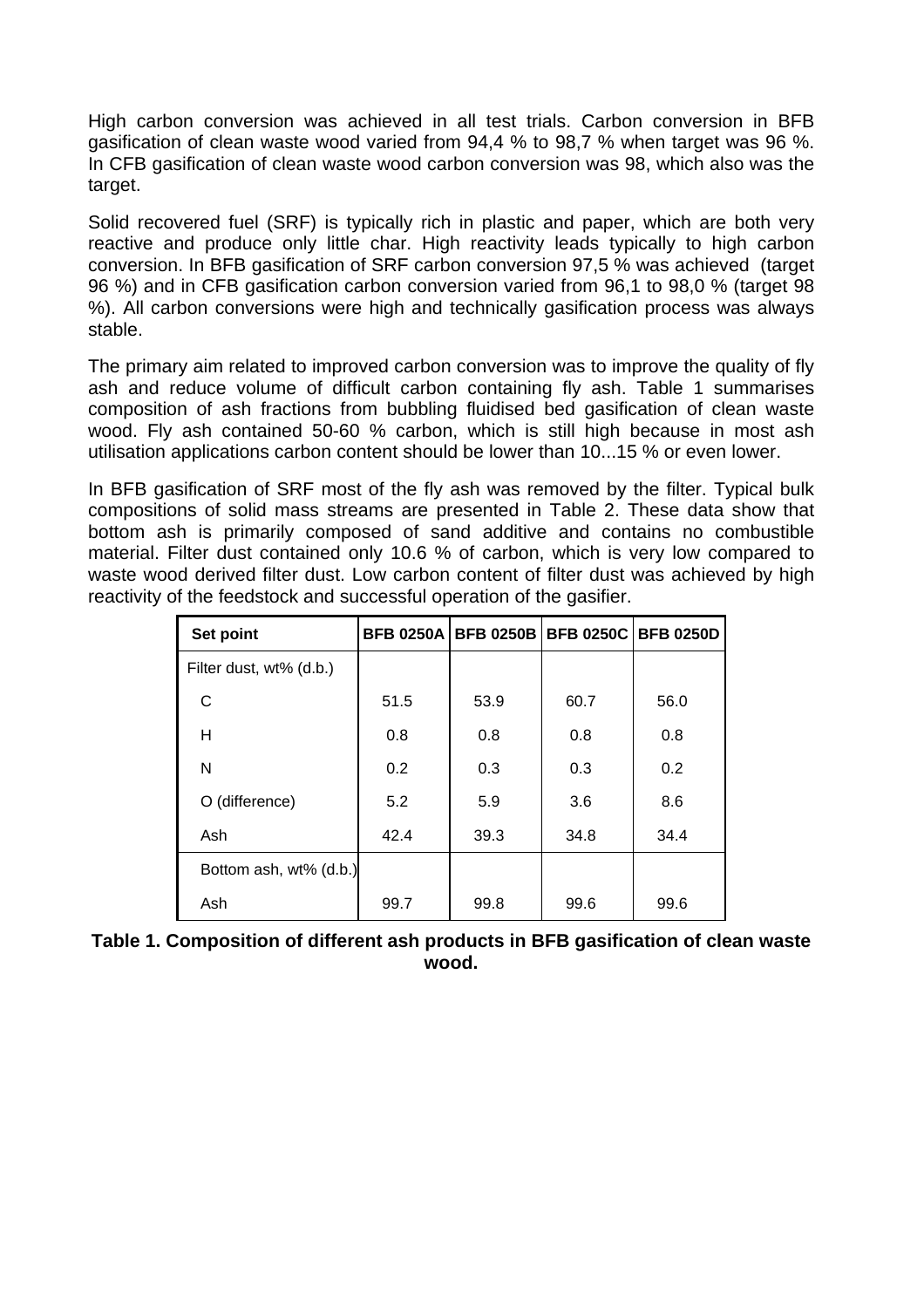High carbon conversion was achieved in all test trials. Carbon conversion in BFB gasification of clean waste wood varied from 94,4 % to 98,7 % when target was 96 %. In CFB gasification of clean waste wood carbon conversion was 98, which also was the target.

Solid recovered fuel (SRF) is typically rich in plastic and paper, which are both very reactive and produce only little char. High reactivity leads typically to high carbon conversion. In BFB gasification of SRF carbon conversion 97,5 % was achieved (target 96 %) and in CFB gasification carbon conversion varied from 96,1 to 98,0 % (target 98 %). All carbon conversions were high and technically gasification process was always stable.

The primary aim related to improved carbon conversion was to improve the quality of fly ash and reduce volume of difficult carbon containing fly ash. Table 1 summarises composition of ash fractions from bubbling fluidised bed gasification of clean waste wood. Fly ash contained 50-60 % carbon, which is still high because in most ash utilisation applications carbon content should be lower than 10...15 % or even lower.

In BFB gasification of SRF most of the fly ash was removed by the filter. Typical bulk compositions of solid mass streams are presented in Table 2. These data show that bottom ash is primarily composed of sand additive and contains no combustible material. Filter dust contained only 10.6 % of carbon, which is very low compared to waste wood derived filter dust. Low carbon content of filter dust was achieved by high reactivity of the feedstock and successful operation of the gasifier.

| Set point | BFB 0250A | BFB 0250B | BFB 0250C | BFB 0250D |
|---|---|---|---|---|
| Filter dust, wt% (d.b.) | | | | |
| C | 51.5 | 53.9 | 60.7 | 56.0 |
| H | 0.8 | 0.8 | 0.8 | 0.8 |
| N | 0.2 | 0.3 | 0.3 | 0.2 |
| O (difference) | 5.2 | 5.9 | 3.6 | 8.6 |
| Ash | 42.4 | 39.3 | 34.8 | 34.4 |
| Bottom ash, wt% (d.b.) | | | | |
| Ash | 99.7 | 99.8 | 99.6 | 99.6 |

**Table 1. Composition of different ash products in BFB gasification of clean waste wood.**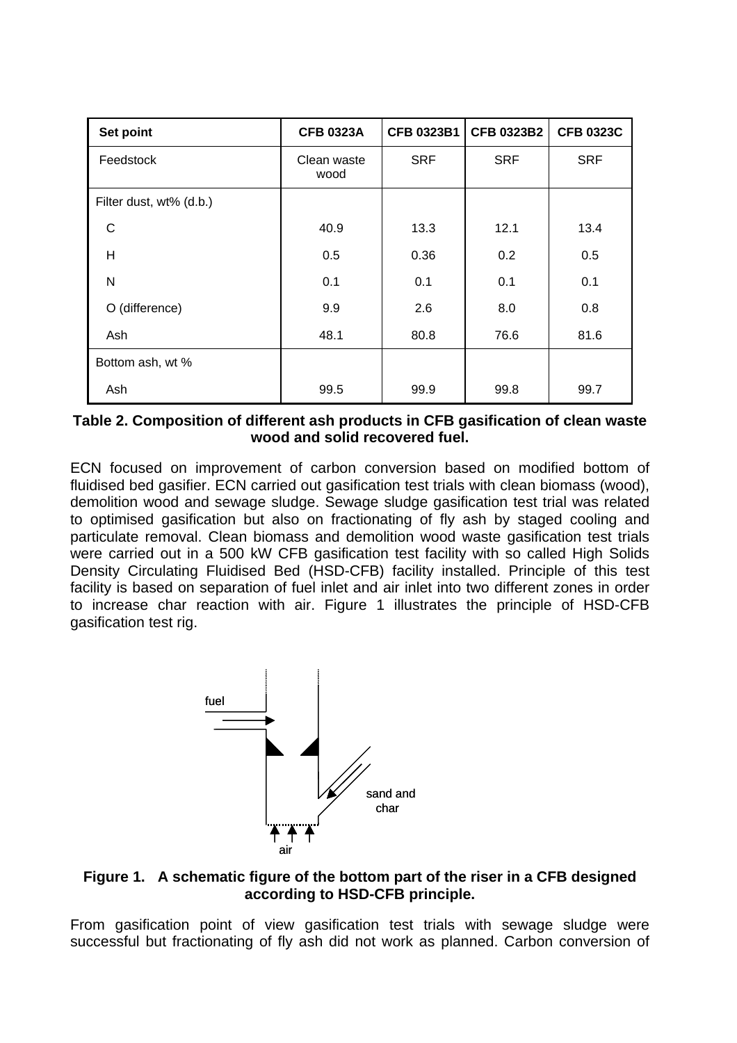| Set point | CFB 0323A | CFB 0323B1 | CFB 0323B2 | CFB 0323C |
|---|---|---|---|---|
| Feedstock | Clean waste wood | SRF | SRF | SRF |
| Filter dust, wt% (d.b.) | | | | |
| C | 40.9 | 13.3 | 12.1 | 13.4 |
| H | 0.5 | 0.36 | 0.2 | 0.5 |
| N | 0.1 | 0.1 | 0.1 | 0.1 |
| O (difference) | 9.9 | 2.6 | 8.0 | 0.8 |
| Ash | 48.1 | 80.8 | 76.6 | 81.6 |
| Bottom ash, wt % | | | | |
| Ash | 99.5 | 99.9 | 99.8 | 99.7 |

**Table 2. Composition of different ash products in CFB gasification of clean waste wood and solid recovered fuel.**

ECN focused on improvement of carbon conversion based on modified bottom of fluidised bed gasifier. ECN carried out gasification test trials with clean biomass (wood), demolition wood and sewage sludge. Sewage sludge gasification test trial was related to optimised gasification but also on fractionating of fly ash by staged cooling and particulate removal. Clean biomass and demolition wood waste gasification test trials were carried out in a 500 kW CFB gasification test facility with so called High Solids Density Circulating Fluidised Bed (HSD-CFB) facility installed. Principle of this test facility is based on separation of fuel inlet and air inlet into two different zones in order to increase char reaction with air. Figure 1 illustrates the principle of HSD-CFB gasification test rig.

fuel

sand and char

air

**Figure 1. A schematic figure of the bottom part of the riser in a CFB designed according to HSD-CFB principle.**

From gasification point of view gasification test trials with sewage sludge were successful but fractionating of fly ash did not work as planned. Carbon conversion of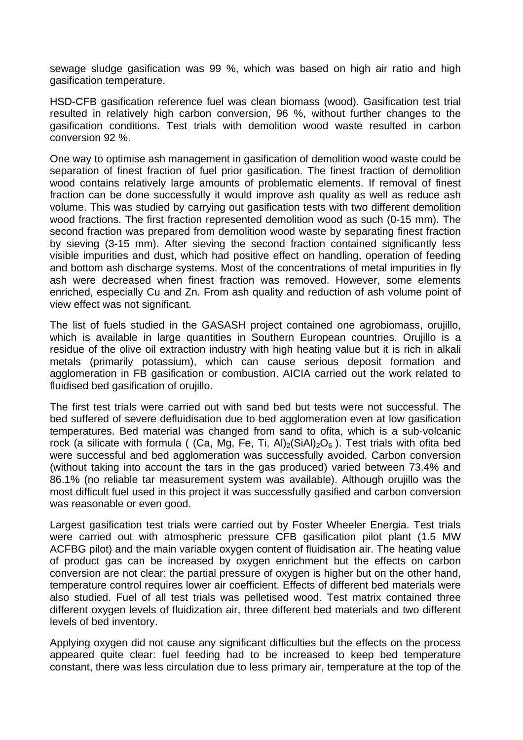sewage sludge gasification was 99 %, which was based on high air ratio and high gasification temperature.

HSD-CFB gasification reference fuel was clean biomass (wood). Gasification test trial resulted in relatively high carbon conversion, 96 %, without further changes to the gasification conditions. Test trials with demolition wood waste resulted in carbon conversion 92 %.

One way to optimise ash management in gasification of demolition wood waste could be separation of finest fraction of fuel prior gasification. The finest fraction of demolition wood contains relatively large amounts of problematic elements. If removal of finest fraction can be done successfully it would improve ash quality as well as reduce ash volume. This was studied by carrying out gasification tests with two different demolition wood fractions. The first fraction represented demolition wood as such (0-15 mm). The second fraction was prepared from demolition wood waste by separating finest fraction by sieving (3-15 mm). After sieving the second fraction contained significantly less visible impurities and dust, which had positive effect on handling, operation of feeding and bottom ash discharge systems. Most of the concentrations of metal impurities in fly ash were decreased when finest fraction was removed. However, some elements enriched, especially Cu and Zn. From ash quality and reduction of ash volume point of view effect was not significant.

The list of fuels studied in the GASASH project contained one agrobiomass, orujillo, which is available in large quantities in Southern European countries. Orujillo is a residue of the olive oil extraction industry with high heating value but it is rich in alkali metals (primarily potassium), which can cause serious deposit formation and agglomeration in FB gasification or combustion. AICIA carried out the work related to fluidised bed gasification of orujillo.

The first test trials were carried out with sand bed but tests were not successful. The bed suffered of severe defluidisation due to bed agglomeration even at low gasification temperatures. Bed material was changed from sand to ofita, which is a sub-volcanic rock (a silicate with formula ( $(Ca, Mg, Fe, Ti, Al)_2(SiAl)_2O_6$ ). Test trials with ofita bed were successful and bed agglomeration was successfully avoided. Carbon conversion (without taking into account the tars in the gas produced) varied between 73.4% and 86.1% (no reliable tar measurement system was available). Although orujillo was the most difficult fuel used in this project it was successfully gasified and carbon conversion was reasonable or even good.

Largest gasification test trials were carried out by Foster Wheeler Energia. Test trials were carried out with atmospheric pressure CFB gasification pilot plant (1.5 MW ACFBG pilot) and the main variable oxygen content of fluidisation air. The heating value of product gas can be increased by oxygen enrichment but the effects on carbon conversion are not clear: the partial pressure of oxygen is higher but on the other hand, temperature control requires lower air coefficient. Effects of different bed materials were also studied. Fuel of all test trials was pelletised wood. Test matrix contained three different oxygen levels of fluidization air, three different bed materials and two different levels of bed inventory.

Applying oxygen did not cause any significant difficulties but the effects on the process appeared quite clear: fuel feeding had to be increased to keep bed temperature constant, there was less circulation due to less primary air, temperature at the top of the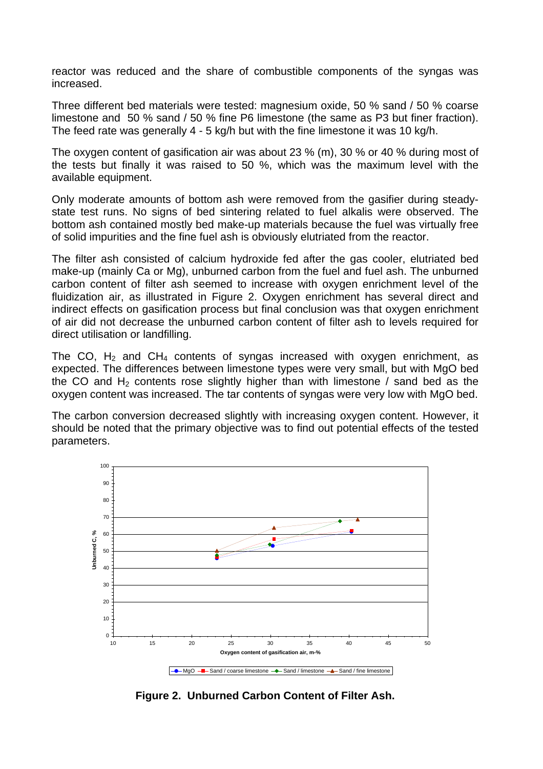reactor was reduced and the share of combustible components of the syngas was increased.

Three different bed materials were tested: magnesium oxide, 50 % sand / 50 % coarse limestone and 50 % sand / 50 % fine P6 limestone (the same as P3 but finer fraction). The feed rate was generally 4 - 5 kg/h but with the fine limestone it was 10 kg/h.

The oxygen content of gasification air was about 23 % (m), 30 % or 40 % during most of the tests but finally it was raised to 50 %, which was the maximum level with the available equipment.

Only moderate amounts of bottom ash were removed from the gasifier during steady-state test runs. No signs of bed sintering related to fuel alkalis were observed. The bottom ash contained mostly bed make-up materials because the fuel was virtually free of solid impurities and the fine fuel ash is obviously elutriated from the reactor.

The filter ash consisted of calcium hydroxide fed after the gas cooler, elutriated bed make-up (mainly Ca or Mg), unburned carbon from the fuel and fuel ash. The unburned carbon content of filter ash seemed to increase with oxygen enrichment level of the fluidization air, as illustrated in Figure 2. Oxygen enrichment has several direct and indirect effects on gasification process but final conclusion was that oxygen enrichment of air did not decrease the unburned carbon content of filter ash to levels required for direct utilisation or landfilling.

The CO, $H_2$ and $CH_4$ contents of syngas increased with oxygen enrichment, as expected. The differences between limestone types were very small, but with MgO bed the CO and $H_2$ contents rose slightly higher than with limestone / sand bed as the oxygen content was increased. The tar contents of syngas were very low with MgO bed.

The carbon conversion decreased slightly with increasing oxygen content. However, it should be noted that the primary objective was to find out potential effects of the tested parameters.

**Figure 2. Unburned Carbon Content of Filter Ash.**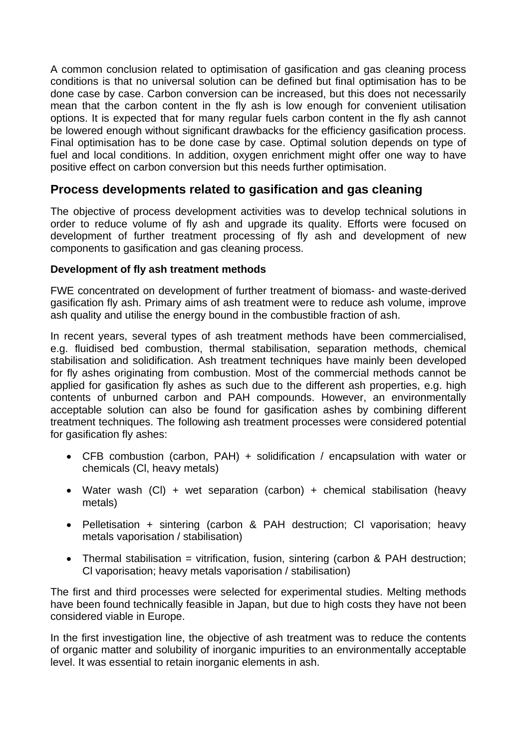A common conclusion related to optimisation of gasification and gas cleaning process conditions is that no universal solution can be defined but final optimisation has to be done case by case. Carbon conversion can be increased, but this does not necessarily mean that the carbon content in the fly ash is low enough for convenient utilisation options. It is expected that for many regular fuels carbon content in the fly ash cannot be lowered enough without significant drawbacks for the efficiency gasification process. Final optimisation has to be done case by case. Optimal solution depends on type of fuel and local conditions. In addition, oxygen enrichment might offer one way to have positive effect on carbon conversion but this needs further optimisation.

## Process developments related to gasification and gas cleaning

The objective of process development activities was to develop technical solutions in order to reduce volume of fly ash and upgrade its quality. Efforts were focused on development of further treatment processing of fly ash and development of new components to gasification and gas cleaning process.

### Development of fly ash treatment methods

FWE concentrated on development of further treatment of biomass- and waste-derived gasification fly ash. Primary aims of ash treatment were to reduce ash volume, improve ash quality and utilise the energy bound in the combustible fraction of ash.

In recent years, several types of ash treatment methods have been commercialised, e.g. fluidised bed combustion, thermal stabilisation, separation methods, chemical stabilisation and solidification. Ash treatment techniques have mainly been developed for fly ashes originating from combustion. Most of the commercial methods cannot be applied for gasification fly ashes as such due to the different ash properties, e.g. high contents of unburned carbon and PAH compounds. However, an environmentally acceptable solution can also be found for gasification ashes by combining different treatment techniques. The following ash treatment processes were considered potential for gasification fly ashes:

- CFB combustion (carbon, PAH) + solidification / encapsulation with water or chemicals (Cl, heavy metals)
- Water wash (Cl) + wet separation (carbon) + chemical stabilisation (heavy metals)
- Pelletisation + sintering (carbon & PAH destruction; Cl vaporisation; heavy metals vaporisation / stabilisation)
- Thermal stabilisation = vitrification, fusion, sintering (carbon & PAH destruction; Cl vaporisation; heavy metals vaporisation / stabilisation)

The first and third processes were selected for experimental studies. Melting methods have been found technically feasible in Japan, but due to high costs they have not been considered viable in Europe.

In the first investigation line, the objective of ash treatment was to reduce the contents of organic matter and solubility of inorganic impurities to an environmentally acceptable level. It was essential to retain inorganic elements in ash.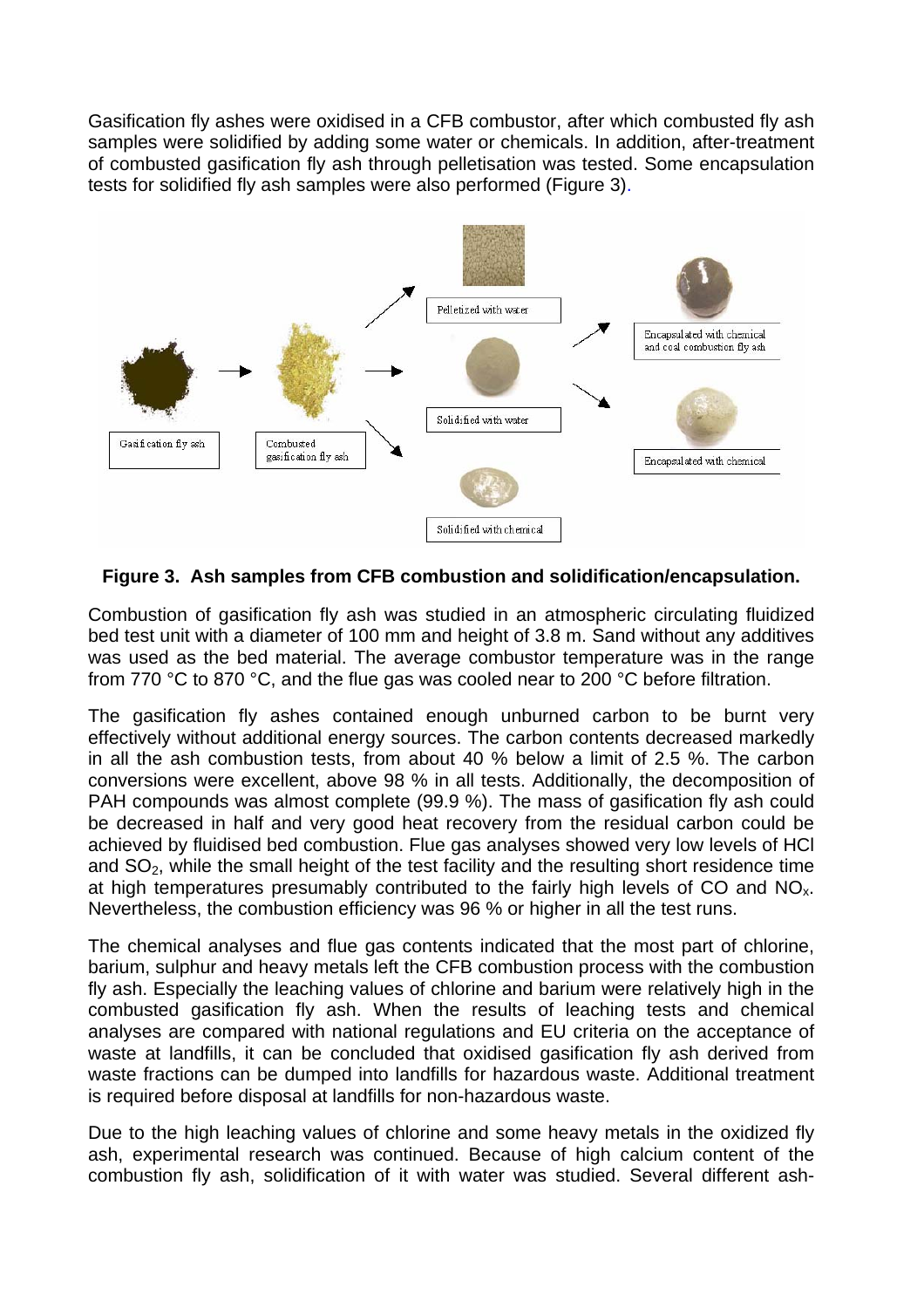Gasification fly ashes were oxidised in a CFB combustor, after which combusted fly ash samples were solidified by adding some water or chemicals. In addition, after-treatment of combusted gasification fly ash through pelletisation was tested. Some encapsulation tests for solidified fly ash samples were also performed (Figure 3).

**Figure 3. Ash samples from CFB combustion and solidification/encapsulation.**

Combustion of gasification fly ash was studied in an atmospheric circulating fluidized bed test unit with a diameter of 100 mm and height of 3.8 m. Sand without any additives was used as the bed material. The average combustor temperature was in the range from 770 °C to 870 °C, and the flue gas was cooled near to 200 °C before filtration.

The gasification fly ashes contained enough unburned carbon to be burnt very effectively without additional energy sources. The carbon contents decreased markedly in all the ash combustion tests, from about 40 % below a limit of 2.5 %. The carbon conversions were excellent, above 98 % in all tests. Additionally, the decomposition of PAH compounds was almost complete (99.9 %). The mass of gasification fly ash could be decreased in half and very good heat recovery from the residual carbon could be achieved by fluidised bed combustion. Flue gas analyses showed very low levels of HCl and $SO_2$, while the small height of the test facility and the resulting short residence time at high temperatures presumably contributed to the fairly high levels of CO and $NO_x$. Nevertheless, the combustion efficiency was 96 % or higher in all the test runs.

The chemical analyses and flue gas contents indicated that the most part of chlorine, barium, sulphur and heavy metals left the CFB combustion process with the combustion fly ash. Especially the leaching values of chlorine and barium were relatively high in the combusted gasification fly ash. When the results of leaching tests and chemical analyses are compared with national regulations and EU criteria on the acceptance of waste at landfills, it can be concluded that oxidised gasification fly ash derived from waste fractions can be dumped into landfills for hazardous waste. Additional treatment is required before disposal at landfills for non-hazardous waste.

Due to the high leaching values of chlorine and some heavy metals in the oxidized fly ash, experimental research was continued. Because of high calcium content of the combustion fly ash, solidification of it with water was studied. Several different ash-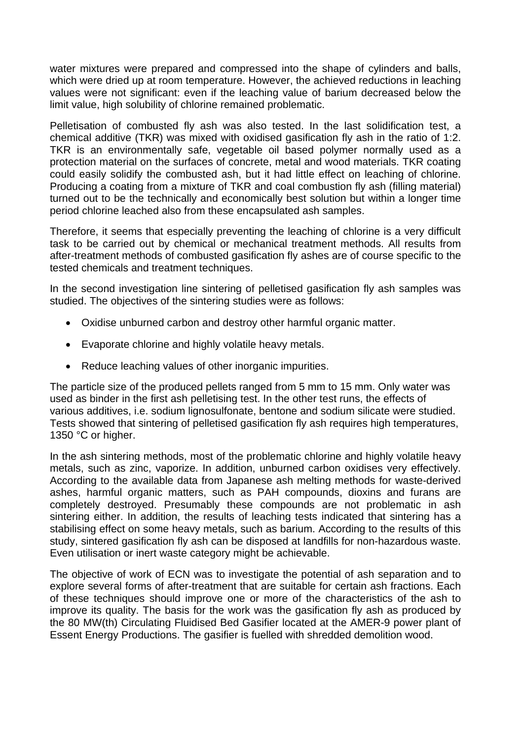water mixtures were prepared and compressed into the shape of cylinders and balls, which were dried up at room temperature. However, the achieved reductions in leaching values were not significant: even if the leaching value of barium decreased below the limit value, high solubility of chlorine remained problematic.

Pelletisation of combusted fly ash was also tested. In the last solidification test, a chemical additive (TKR) was mixed with oxidised gasification fly ash in the ratio of 1:2. TKR is an environmentally safe, vegetable oil based polymer normally used as a protection material on the surfaces of concrete, metal and wood materials. TKR coating could easily solidify the combusted ash, but it had little effect on leaching of chlorine. Producing a coating from a mixture of TKR and coal combustion fly ash (filling material) turned out to be the technically and economically best solution but within a longer time period chlorine leached also from these encapsulated ash samples.

Therefore, it seems that especially preventing the leaching of chlorine is a very difficult task to be carried out by chemical or mechanical treatment methods. All results from after-treatment methods of combusted gasification fly ashes are of course specific to the tested chemicals and treatment techniques.

In the second investigation line sintering of pelletised gasification fly ash samples was studied. The objectives of the sintering studies were as follows:

- Oxidise unburned carbon and destroy other harmful organic matter.
- Evaporate chlorine and highly volatile heavy metals.
- Reduce leaching values of other inorganic impurities.

The particle size of the produced pellets ranged from 5 mm to 15 mm. Only water was used as binder in the first ash pelletising test. In the other test runs, the effects of various additives, i.e. sodium lignosulfonate, bentone and sodium silicate were studied. Tests showed that sintering of pelletised gasification fly ash requires high temperatures, 1350 °C or higher.

In the ash sintering methods, most of the problematic chlorine and highly volatile heavy metals, such as zinc, vaporize. In addition, unburned carbon oxidises very effectively. According to the available data from Japanese ash melting methods for waste-derived ashes, harmful organic matters, such as PAH compounds, dioxins and furans are completely destroyed. Presumably these compounds are not problematic in ash sintering either. In addition, the results of leaching tests indicated that sintering has a stabilising effect on some heavy metals, such as barium. According to the results of this study, sintered gasification fly ash can be disposed at landfills for non-hazardous waste. Even utilisation or inert waste category might be achievable.

The objective of work of ECN was to investigate the potential of ash separation and to explore several forms of after-treatment that are suitable for certain ash fractions. Each of these techniques should improve one or more of the characteristics of the ash to improve its quality. The basis for the work was the gasification fly ash as produced by the 80 MW(th) Circulating Fluidised Bed Gasifier located at the AMER-9 power plant of Essent Energy Productions. The gasifier is fuelled with shredded demolition wood.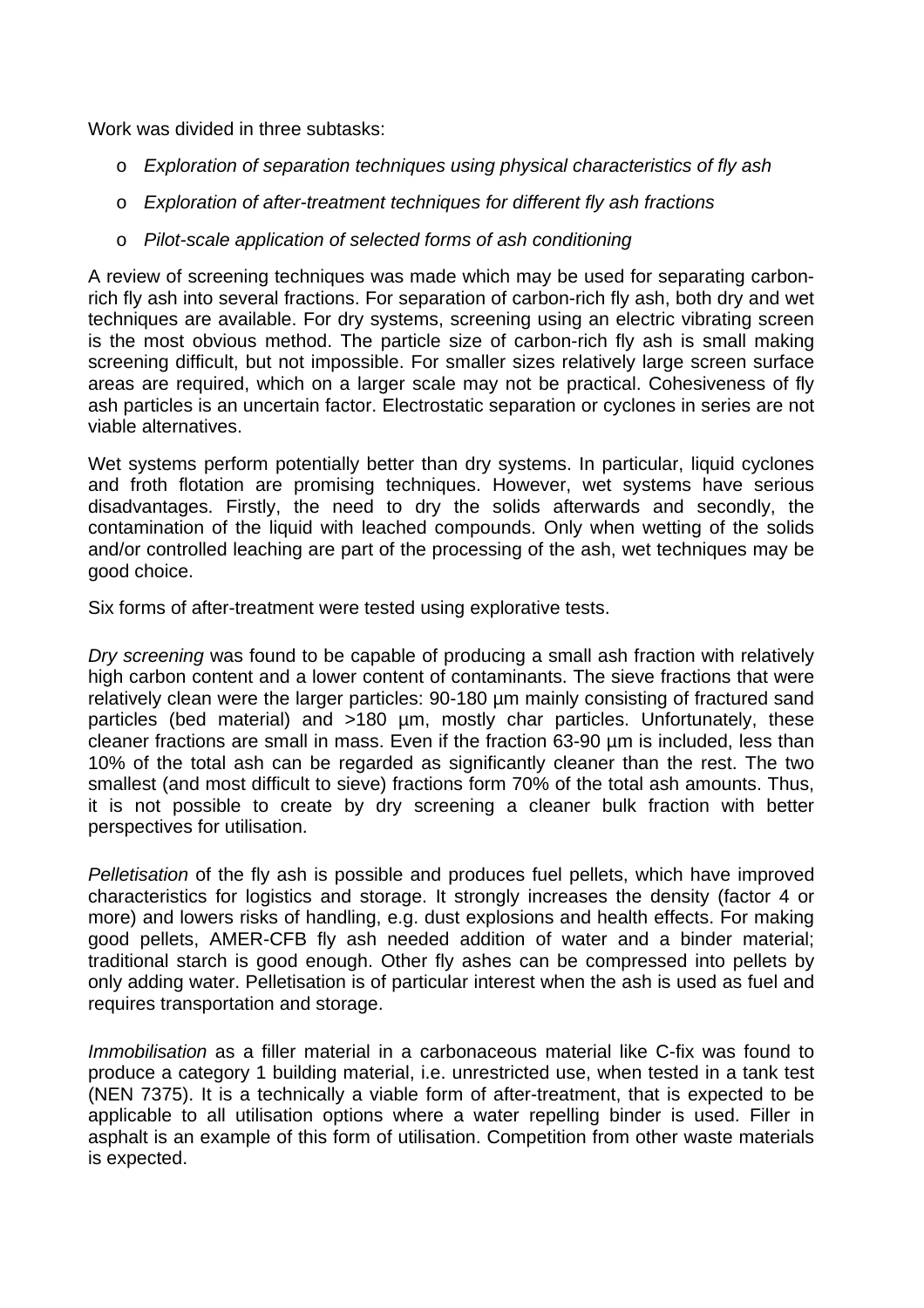Work was divided in three subtasks:

- *Exploration of separation techniques using physical characteristics of fly ash*
- *Exploration of after-treatment techniques for different fly ash fractions*
- *Pilot-scale application of selected forms of ash conditioning*

A review of screening techniques was made which may be used for separating carbon-rich fly ash into several fractions. For separation of carbon-rich fly ash, both dry and wet techniques are available. For dry systems, screening using an electric vibrating screen is the most obvious method. The particle size of carbon-rich fly ash is small making screening difficult, but not impossible. For smaller sizes relatively large screen surface areas are required, which on a larger scale may not be practical. Cohesiveness of fly ash particles is an uncertain factor. Electrostatic separation or cyclones in series are not viable alternatives.

Wet systems perform potentially better than dry systems. In particular, liquid cyclones and froth flotation are promising techniques. However, wet systems have serious disadvantages. Firstly, the need to dry the solids afterwards and secondly, the contamination of the liquid with leached compounds. Only when wetting of the solids and/or controlled leaching are part of the processing of the ash, wet techniques may be good choice.

Six forms of after-treatment were tested using explorative tests.

*Dry screening* was found to be capable of producing a small ash fraction with relatively high carbon content and a lower content of contaminants. The sieve fractions that were relatively clean were the larger particles: 90-180 µm mainly consisting of fractured sand particles (bed material) and >180 µm, mostly char particles. Unfortunately, these cleaner fractions are small in mass. Even if the fraction 63-90 µm is included, less than 10% of the total ash can be regarded as significantly cleaner than the rest. The two smallest (and most difficult to sieve) fractions form 70% of the total ash amounts. Thus, it is not possible to create by dry screening a cleaner bulk fraction with better perspectives for utilisation.

*Pelletisation* of the fly ash is possible and produces fuel pellets, which have improved characteristics for logistics and storage. It strongly increases the density (factor 4 or more) and lowers risks of handling, e.g. dust explosions and health effects. For making good pellets, AMER-CFB fly ash needed addition of water and a binder material; traditional starch is good enough. Other fly ashes can be compressed into pellets by only adding water. Pelletisation is of particular interest when the ash is used as fuel and requires transportation and storage.

*Immobilisation* as a filler material in a carbonaceous material like C-fix was found to produce a category 1 building material, i.e. unrestricted use, when tested in a tank test (NEN 7375). It is a technically a viable form of after-treatment, that is expected to be applicable to all utilisation options where a water repelling binder is used. Filler in asphalt is an example of this form of utilisation. Competition from other waste materials is expected.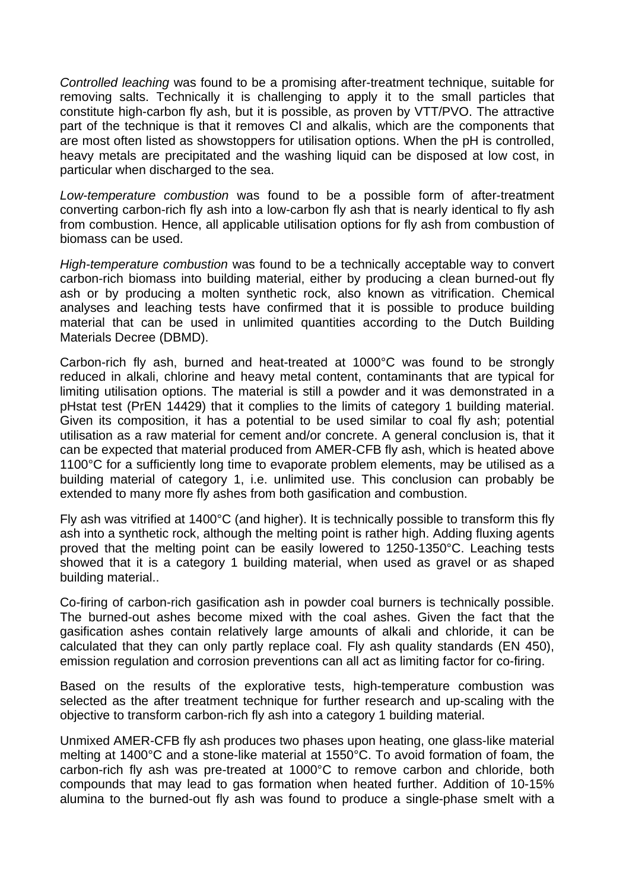*Controlled leaching* was found to be a promising after-treatment technique, suitable for removing salts. Technically it is challenging to apply it to the small particles that constitute high-carbon fly ash, but it is possible, as proven by VTT/PVO. The attractive part of the technique is that it removes Cl and alkalis, which are the components that are most often listed as showstoppers for utilisation options. When the pH is controlled, heavy metals are precipitated and the washing liquid can be disposed at low cost, in particular when discharged to the sea.

*Low-temperature combustion* was found to be a possible form of after-treatment converting carbon-rich fly ash into a low-carbon fly ash that is nearly identical to fly ash from combustion. Hence, all applicable utilisation options for fly ash from combustion of biomass can be used.

*High-temperature combustion* was found to be a technically acceptable way to convert carbon-rich biomass into building material, either by producing a clean burned-out fly ash or by producing a molten synthetic rock, also known as vitrification. Chemical analyses and leaching tests have confirmed that it is possible to produce building material that can be used in unlimited quantities according to the Dutch Building Materials Decree (DBMD).

Carbon-rich fly ash, burned and heat-treated at 1000°C was found to be strongly reduced in alkali, chlorine and heavy metal content, contaminants that are typical for limiting utilisation options. The material is still a powder and it was demonstrated in a pHstat test (PrEN 14429) that it complies to the limits of category 1 building material. Given its composition, it has a potential to be used similar to coal fly ash; potential utilisation as a raw material for cement and/or concrete. A general conclusion is, that it can be expected that material produced from AMER-CFB fly ash, which is heated above 1100°C for a sufficiently long time to evaporate problem elements, may be utilised as a building material of category 1, i.e. unlimited use. This conclusion can probably be extended to many more fly ashes from both gasification and combustion.

Fly ash was vitrified at 1400°C (and higher). It is technically possible to transform this fly ash into a synthetic rock, although the melting point is rather high. Adding fluxing agents proved that the melting point can be easily lowered to 1250-1350°C. Leaching tests showed that it is a category 1 building material, when used as gravel or as shaped building material..

Co-firing of carbon-rich gasification ash in powder coal burners is technically possible. The burned-out ashes become mixed with the coal ashes. Given the fact that the gasification ashes contain relatively large amounts of alkali and chloride, it can be calculated that they can only partly replace coal. Fly ash quality standards (EN 450), emission regulation and corrosion preventions can all act as limiting factor for co-firing.

Based on the results of the explorative tests, high-temperature combustion was selected as the after treatment technique for further research and up-scaling with the objective to transform carbon-rich fly ash into a category 1 building material.

Unmixed AMER-CFB fly ash produces two phases upon heating, one glass-like material melting at 1400°C and a stone-like material at 1550°C. To avoid formation of foam, the carbon-rich fly ash was pre-treated at 1000°C to remove carbon and chloride, both compounds that may lead to gas formation when heated further. Addition of 10-15% alumina to the burned-out fly ash was found to produce a single-phase smelt with a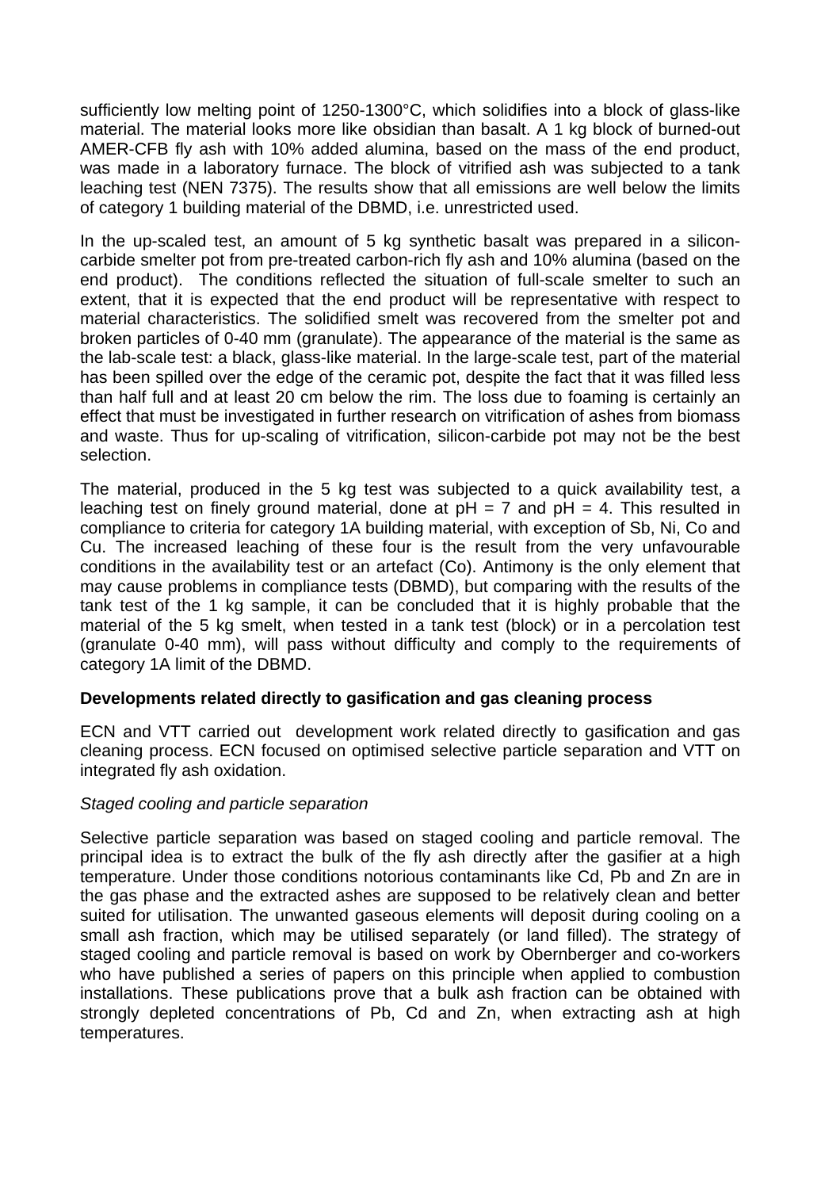sufficiently low melting point of 1250-1300°C, which solidifies into a block of glass-like material. The material looks more like obsidian than basalt. A 1 kg block of burned-out AMER-CFB fly ash with 10% added alumina, based on the mass of the end product, was made in a laboratory furnace. The block of vitrified ash was subjected to a tank leaching test (NEN 7375). The results show that all emissions are well below the limits of category 1 building material of the DBMD, i.e. unrestricted used.

In the up-scaled test, an amount of 5 kg synthetic basalt was prepared in a silicon-carbide smelter pot from pre-treated carbon-rich fly ash and 10% alumina (based on the end product). The conditions reflected the situation of full-scale smelter to such an extent, that it is expected that the end product will be representative with respect to material characteristics. The solidified smelt was recovered from the smelter pot and broken particles of 0-40 mm (granulate). The appearance of the material is the same as the lab-scale test: a black, glass-like material. In the large-scale test, part of the material has been spilled over the edge of the ceramic pot, despite the fact that it was filled less than half full and at least 20 cm below the rim. The loss due to foaming is certainly an effect that must be investigated in further research on vitrification of ashes from biomass and waste. Thus for up-scaling of vitrification, silicon-carbide pot may not be the best selection.

The material, produced in the 5 kg test was subjected to a quick availability test, a leaching test on finely ground material, done at pH = 7 and pH = 4. This resulted in compliance to criteria for category 1A building material, with exception of Sb, Ni, Co and Cu. The increased leaching of these four is the result from the very unfavourable conditions in the availability test or an artefact (Co). Antimony is the only element that may cause problems in compliance tests (DBMD), but comparing with the results of the tank test of the 1 kg sample, it can be concluded that it is highly probable that the material of the 5 kg smelt, when tested in a tank test (block) or in a percolation test (granulate 0-40 mm), will pass without difficulty and comply to the requirements of category 1A limit of the DBMD.

**Developments related directly to gasification and gas cleaning process**

ECN and VTT carried out development work related directly to gasification and gas cleaning process. ECN focused on optimised selective particle separation and VTT on integrated fly ash oxidation.

*Staged cooling and particle separation*

Selective particle separation was based on staged cooling and particle removal. The principal idea is to extract the bulk of the fly ash directly after the gasifier at a high temperature. Under those conditions notorious contaminants like Cd, Pb and Zn are in the gas phase and the extracted ashes are supposed to be relatively clean and better suited for utilisation. The unwanted gaseous elements will deposit during cooling on a small ash fraction, which may be utilised separately (or land filled). The strategy of staged cooling and particle removal is based on work by Obernberger and co-workers who have published a series of papers on this principle when applied to combustion installations. These publications prove that a bulk ash fraction can be obtained with strongly depleted concentrations of Pb, Cd and Zn, when extracting ash at high temperatures.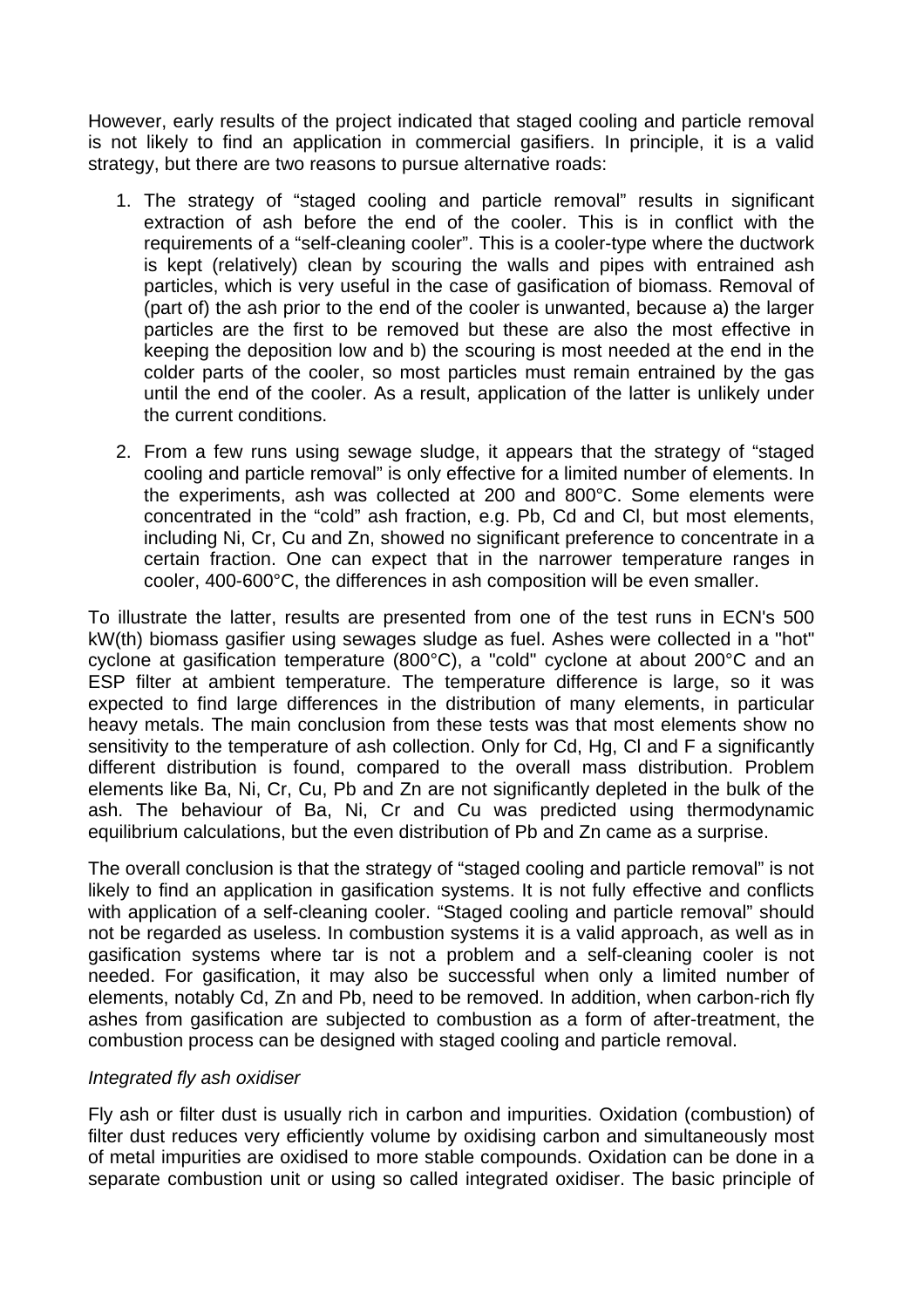However, early results of the project indicated that staged cooling and particle removal is not likely to find an application in commercial gasifiers. In principle, it is a valid strategy, but there are two reasons to pursue alternative roads:

1. The strategy of “staged cooling and particle removal” results in significant extraction of ash before the end of the cooler. This is in conflict with the requirements of a “self-cleaning cooler”. This is a cooler-type where the ductwork is kept (relatively) clean by scouring the walls and pipes with entrained ash particles, which is very useful in the case of gasification of biomass. Removal of (part of) the ash prior to the end of the cooler is unwanted, because a) the larger particles are the first to be removed but these are also the most effective in keeping the deposition low and b) the scouring is most needed at the end in the colder parts of the cooler, so most particles must remain entrained by the gas until the end of the cooler. As a result, application of the latter is unlikely under the current conditions.

2. From a few runs using sewage sludge, it appears that the strategy of “staged cooling and particle removal” is only effective for a limited number of elements. In the experiments, ash was collected at 200 and 800°C. Some elements were concentrated in the “cold” ash fraction, e.g. Pb, Cd and Cl, but most elements, including Ni, Cr, Cu and Zn, showed no significant preference to concentrate in a certain fraction. One can expect that in the narrower temperature ranges in cooler, 400-600°C, the differences in ash composition will be even smaller.

To illustrate the latter, results are presented from one of the test runs in ECN's 500 kW(th) biomass gasifier using sewages sludge as fuel. Ashes were collected in a "hot" cyclone at gasification temperature (800°C), a "cold" cyclone at about 200°C and an ESP filter at ambient temperature. The temperature difference is large, so it was expected to find large differences in the distribution of many elements, in particular heavy metals. The main conclusion from these tests was that most elements show no sensitivity to the temperature of ash collection. Only for Cd, Hg, Cl and F a significantly different distribution is found, compared to the overall mass distribution. Problem elements like Ba, Ni, Cr, Cu, Pb and Zn are not significantly depleted in the bulk of the ash. The behaviour of Ba, Ni, Cr and Cu was predicted using thermodynamic equilibrium calculations, but the even distribution of Pb and Zn came as a surprise.

The overall conclusion is that the strategy of “staged cooling and particle removal” is not likely to find an application in gasification systems. It is not fully effective and conflicts with application of a self-cleaning cooler. “Staged cooling and particle removal” should not be regarded as useless. In combustion systems it is a valid approach, as well as in gasification systems where tar is not a problem and a self-cleaning cooler is not needed. For gasification, it may also be successful when only a limited number of elements, notably Cd, Zn and Pb, need to be removed. In addition, when carbon-rich fly ashes from gasification are subjected to combustion as a form of after-treatment, the combustion process can be designed with staged cooling and particle removal.

*Integrated fly ash oxidiser*

Fly ash or filter dust is usually rich in carbon and impurities. Oxidation (combustion) of filter dust reduces very efficiently volume by oxidising carbon and simultaneously most of metal impurities are oxidised to more stable compounds. Oxidation can be done in a separate combustion unit or using so called integrated oxidiser. The basic principle of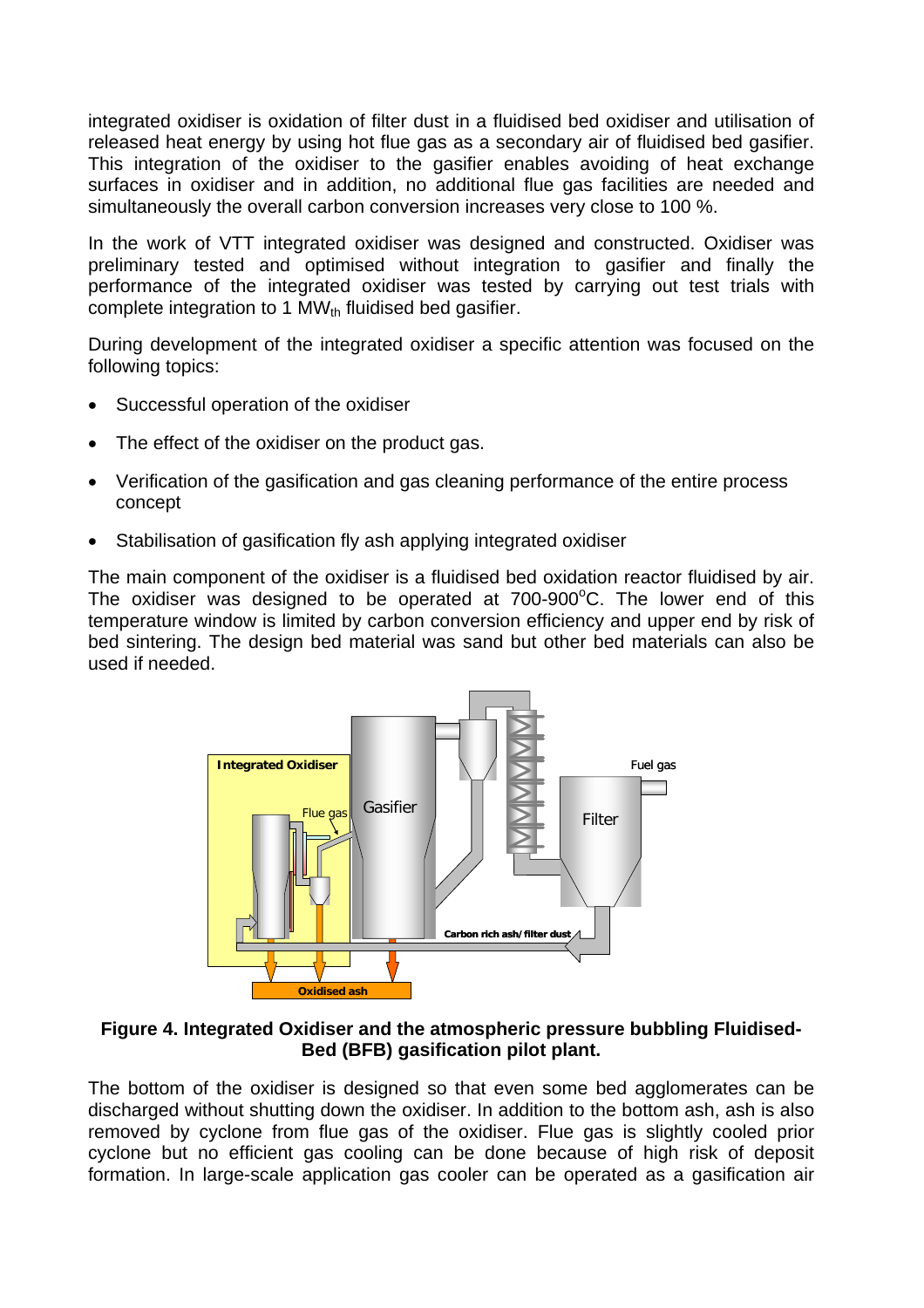integrated oxidiser is oxidation of filter dust in a fluidised bed oxidiser and utilisation of released heat energy by using hot flue gas as a secondary air of fluidised bed gasifier. This integration of the oxidiser to the gasifier enables avoiding of heat exchange surfaces in oxidiser and in addition, no additional flue gas facilities are needed and simultaneously the overall carbon conversion increases very close to 100 %.

In the work of VTT integrated oxidiser was designed and constructed. Oxidiser was preliminary tested and optimised without integration to gasifier and finally the performance of the integrated oxidiser was tested by carrying out test trials with complete integration to 1 $MW_{th}$ fluidised bed gasifier.

During development of the integrated oxidiser a specific attention was focused on the following topics:

- Successful operation of the oxidiser
- The effect of the oxidiser on the product gas.
- Verification of the gasification and gas cleaning performance of the entire process concept
- Stabilisation of gasification fly ash applying integrated oxidiser

The main component of the oxidiser is a fluidised bed oxidation reactor fluidised by air. The oxidiser was designed to be operated at 700-900$^{o}$C. The lower end of this temperature window is limited by carbon conversion efficiency and upper end by risk of bed sintering. The design bed material was sand but other bed materials can also be used if needed.

**Figure 4. Integrated Oxidiser and the atmospheric pressure bubbling Fluidised-Bed (BFB) gasification pilot plant.**

The bottom of the oxidiser is designed so that even some bed agglomerates can be discharged without shutting down the oxidiser. In addition to the bottom ash, ash is also removed by cyclone from flue gas of the oxidiser. Flue gas is slightly cooled prior cyclone but no efficient gas cooling can be done because of high risk of deposit formation. In large-scale application gas cooler can be operated as a gasification air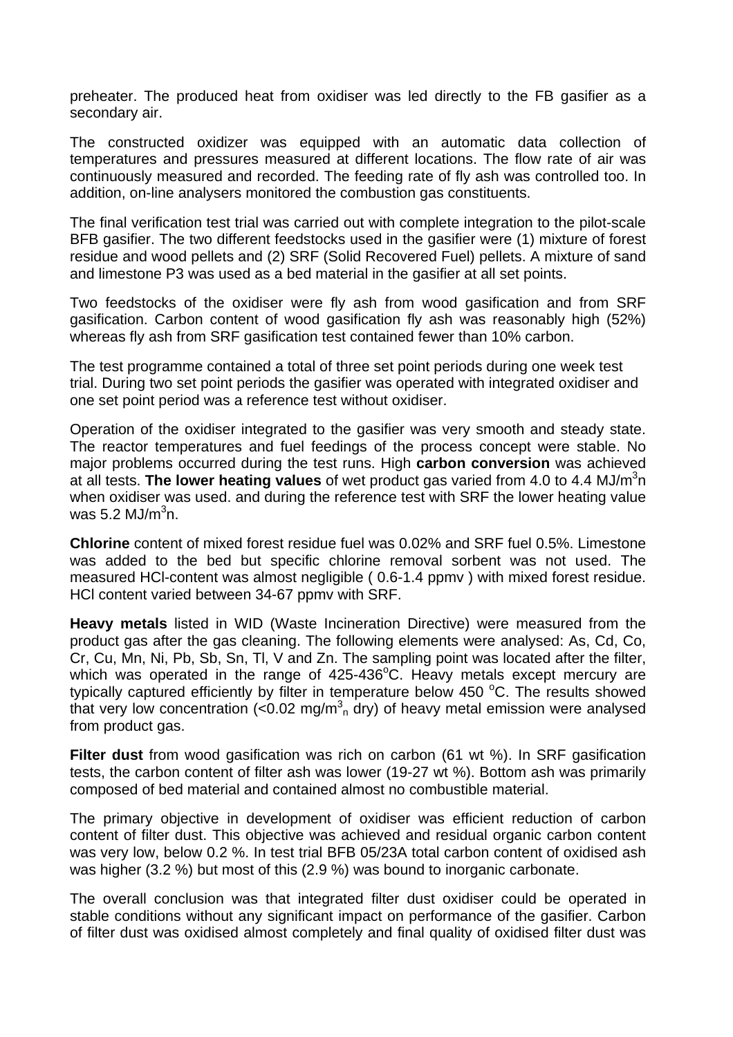preheater. The produced heat from oxidiser was led directly to the FB gasifier as a secondary air.

The constructed oxidizer was equipped with an automatic data collection of temperatures and pressures measured at different locations. The flow rate of air was continuously measured and recorded. The feeding rate of fly ash was controlled too. In addition, on-line analysers monitored the combustion gas constituents.

The final verification test trial was carried out with complete integration to the pilot-scale BFB gasifier. The two different feedstocks used in the gasifier were (1) mixture of forest residue and wood pellets and (2) SRF (Solid Recovered Fuel) pellets. A mixture of sand and limestone P3 was used as a bed material in the gasifier at all set points.

Two feedstocks of the oxidiser were fly ash from wood gasification and from SRF gasification. Carbon content of wood gasification fly ash was reasonably high (52%) whereas fly ash from SRF gasification test contained fewer than 10% carbon.

The test programme contained a total of three set point periods during one week test trial. During two set point periods the gasifier was operated with integrated oxidiser and one set point period was a reference test without oxidiser.

Operation of the oxidiser integrated to the gasifier was very smooth and steady state. The reactor temperatures and fuel feedings of the process concept were stable. No major problems occurred during the test runs. High **carbon conversion** was achieved at all tests. **The lower heating values** of wet product gas varied from 4.0 to 4.4 MJ/$m^3$n when oxidiser was used. and during the reference test with SRF the lower heating value was 5.2 MJ/$m^3$n.

**Chlorine** content of mixed forest residue fuel was 0.02% and SRF fuel 0.5%. Limestone was added to the bed but specific chlorine removal sorbent was not used. The measured HCl-content was almost negligible ( 0.6-1.4 ppmv ) with mixed forest residue. HCl content varied between 34-67 ppmv with SRF.

**Heavy metals** listed in WID (Waste Incineration Directive) were measured from the product gas after the gas cleaning. The following elements were analysed: As, Cd, Co, Cr, Cu, Mn, Ni, Pb, Sb, Sn, Tl, V and Zn. The sampling point was located after the filter, which was operated in the range of 425-436°C. Heavy metals except mercury are typically captured efficiently by filter in temperature below 450 °C. The results showed that very low concentration (<0.02 mg/$m^3_n$ dry) of heavy metal emission were analysed from product gas.

**Filter dust** from wood gasification was rich on carbon (61 wt %). In SRF gasification tests, the carbon content of filter ash was lower (19-27 wt %). Bottom ash was primarily composed of bed material and contained almost no combustible material.

The primary objective in development of oxidiser was efficient reduction of carbon content of filter dust. This objective was achieved and residual organic carbon content was very low, below 0.2 %. In test trial BFB 05/23A total carbon content of oxidised ash was higher (3.2 %) but most of this (2.9 %) was bound to inorganic carbonate.

The overall conclusion was that integrated filter dust oxidiser could be operated in stable conditions without any significant impact on performance of the gasifier. Carbon of filter dust was oxidised almost completely and final quality of oxidised filter dust was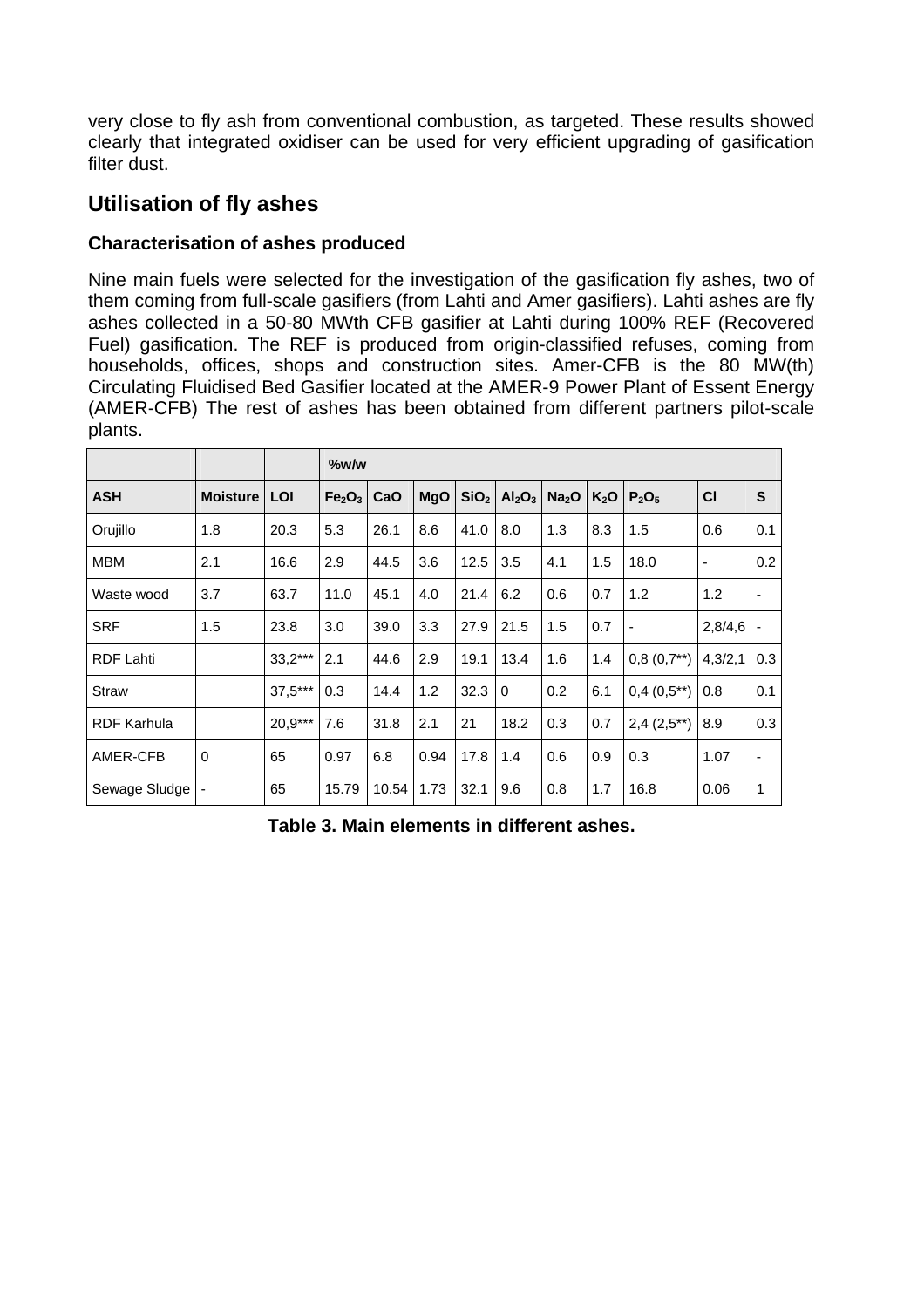very close to fly ash from conventional combustion, as targeted. These results showed clearly that integrated oxidiser can be used for very efficient upgrading of gasification filter dust.

## Utilisation of fly ashes

### Characterisation of ashes produced

Nine main fuels were selected for the investigation of the gasification fly ashes, two of them coming from full-scale gasifiers (from Lahti and Amer gasifiers). Lahti ashes are fly ashes collected in a 50-80 MWth CFB gasifier at Lahti during 100% REF (Recovered Fuel) gasification. The REF is produced from origin-classified refuses, coming from households, offices, shops and construction sites. Amer-CFB is the 80 MW(th) Circulating Fluidised Bed Gasifier located at the AMER-9 Power Plant of Essent Energy (AMER-CFB) The rest of ashes has been obtained from different partners pilot-scale plants.

| | | | %w/w | | | | | | | | | |
|---|---|---|---|---|---|---|---|---|---|---|---|---|
| **ASH** | **Moisture** | **LOI** | **$Fe_2O_3$** | **CaO** | **MgO** | **$SiO_2$** | **$Al_2O_3$** | **$Na_2O$** | **$K_2O$** | **$P_2O_5$** | **Cl** | **S** |
| Orujillo | 1.8 | 20.3 | 5.3 | 26.1 | 8.6 | 41.0 | 8.0 | 1.3 | 8.3 | 1.5 | 0.6 | 0.1 |
| MBM | 2.1 | 16.6 | 2.9 | 44.5 | 3.6 | 12.5 | 3.5 | 4.1 | 1.5 | 18.0 | - | 0.2 |
| Waste wood | 3.7 | 63.7 | 11.0 | 45.1 | 4.0 | 21.4 | 6.2 | 0.6 | 0.7 | 1.2 | 1.2 | - |
| SRF | 1.5 | 23.8 | 3.0 | 39.0 | 3.3 | 27.9 | 21.5 | 1.5 | 0.7 | - | 2,8/4,6 | - |
| RDF Lahti | | 33,2*** | 2.1 | 44.6 | 2.9 | 19.1 | 13.4 | 1.6 | 1.4 | 0,8 (0,7**) | 4,3/2,1 | 0.3 |
| Straw | | 37,5*** | 0.3 | 14.4 | 1.2 | 32.3 | 0 | 0.2 | 6.1 | 0,4 (0,5**) | 0.8 | 0.1 |
| RDF Karhula | | 20,9*** | 7.6 | 31.8 | 2.1 | 21 | 18.2 | 0.3 | 0.7 | 2,4 (2,5**) | 8.9 | 0.3 |
| AMER-CFB | 0 | 65 | 0.97 | 6.8 | 0.94 | 17.8 | 1.4 | 0.6 | 0.9 | 0.3 | 1.07 | - |
| Sewage Sludge | - | 65 | 15.79 | 10.54 | 1.73 | 32.1 | 9.6 | 0.8 | 1.7 | 16.8 | 0.06 | 1 |

**Table 3. Main elements in different ashes.**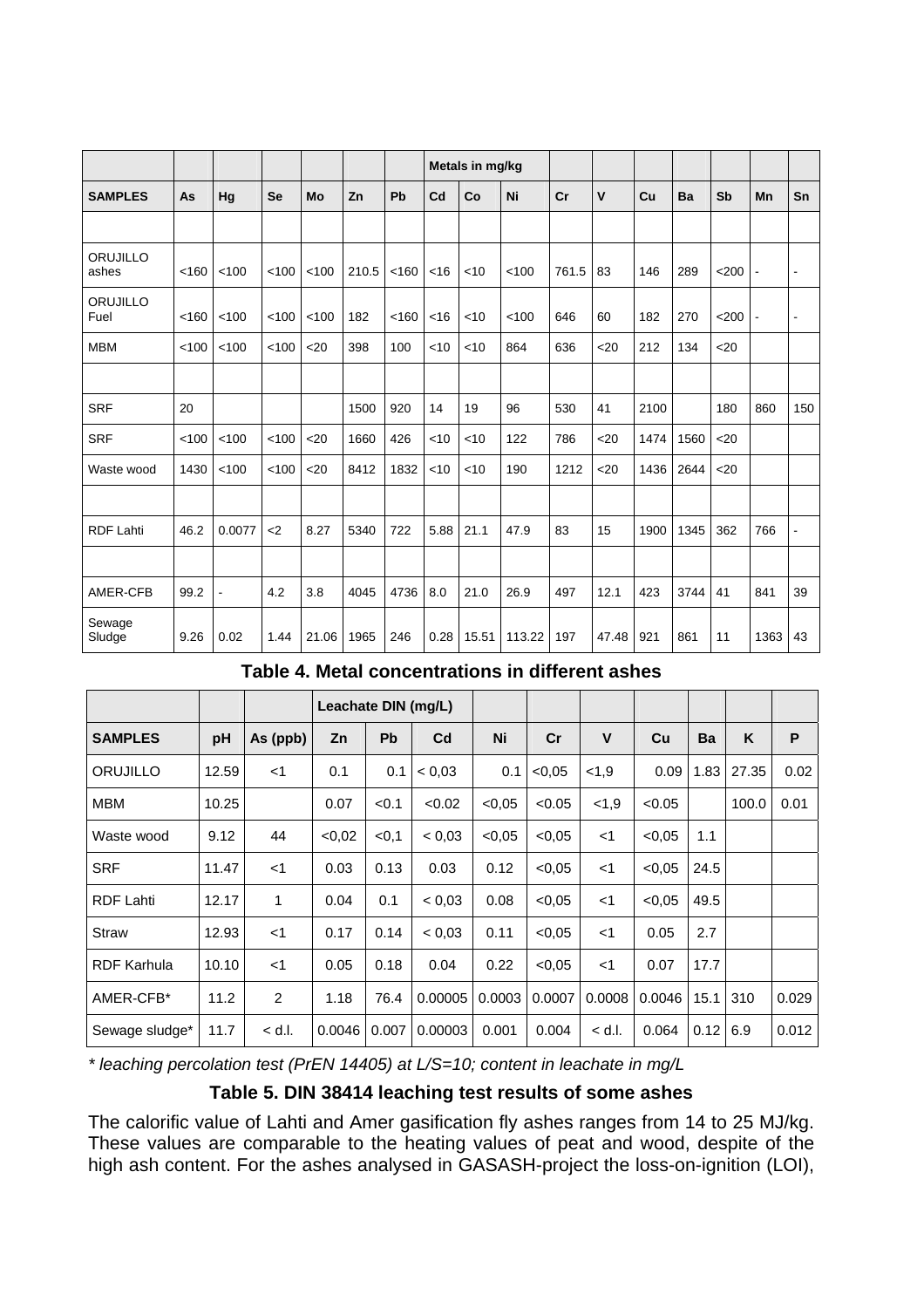| | | | | | | | Metals in mg/kg | | | | | | | | | |
|---|---|---|---|---|---|---|---|---|---|---|---|---|---|---|---|---|
| SAMPLES | As | Hg | Se | Mo | Zn | Pb | Cd | Co | Ni | Cr | V | Cu | Ba | Sb | Mn | Sn |
| | | | | | | | | | | | | | | | | |
| ORUJILLO ashes | <160 | <100 | <100 | <100 | 210.5 | <160 | <16 | <10 | <100 | 761.5 | 83 | 146 | 289 | <200 | - | - |
| ORUJILLO Fuel | <160 | <100 | <100 | <100 | 182 | <160 | <16 | <10 | <100 | 646 | 60 | 182 | 270 | <200 | - | - |
| MBM | <100 | <100 | <100 | <20 | 398 | 100 | <10 | <10 | 864 | 636 | <20 | 212 | 134 | <20 | | |
| | | | | | | | | | | | | | | | | |
| SRF | 20 | | | | 1500 | 920 | 14 | 19 | 96 | 530 | 41 | 2100 | | 180 | 860 | 150 |
| SRF | <100 | <100 | <100 | <20 | 1660 | 426 | <10 | <10 | 122 | 786 | <20 | 1474 | 1560 | <20 | | |
| Waste wood | 1430 | <100 | <100 | <20 | 8412 | 1832 | <10 | <10 | 190 | 1212 | <20 | 1436 | 2644 | <20 | | |
| | | | | | | | | | | | | | | | | |
| RDF Lahti | 46.2 | 0.0077 | <2 | 8.27 | 5340 | 722 | 5.88 | 21.1 | 47.9 | 83 | 15 | 1900 | 1345 | 362 | 766 | - |
| | | | | | | | | | | | | | | | | |
| AMER-CFB | 99.2 | - | 4.2 | 3.8 | 4045 | 4736 | 8.0 | 21.0 | 26.9 | 497 | 12.1 | 423 | 3744 | 41 | 841 | 39 |
| Sewage Sludge | 9.26 | 0.02 | 1.44 | 21.06 | 1965 | 246 | 0.28 | 15.51 | 113.22 | 197 | 47.48 | 921 | 861 | 11 | 1363 | 43 |

**Table 4. Metal concentrations in different ashes**

| | | | Leachate DIN (mg/L) | | | | | | | | | |
|---|---|---|---|---|---|---|---|---|---|---|---|---|
| SAMPLES | pH | As (ppb) | Zn | Pb | Cd | Ni | Cr | V | Cu | Ba | K | P |
| ORUJILLO | 12.59 | <1 | 0.1 | 0.1 | < 0,03 | 0.1 | <0,05 | <1,9 | 0.09 | 1.83 | 27.35 | 0.02 |
| MBM | 10.25 | | 0.07 | <0.1 | <0.02 | <0,05 | <0.05 | <1,9 | <0.05 | | 100.0 | 0.01 |
| Waste wood | 9.12 | 44 | <0,02 | <0,1 | < 0,03 | <0,05 | <0,05 | <1 | <0,05 | 1.1 | | |
| SRF | 11.47 | <1 | 0.03 | 0.13 | 0.03 | 0.12 | <0,05 | <1 | <0,05 | 24.5 | | |
| RDF Lahti | 12.17 | 1 | 0.04 | 0.1 | < 0,03 | 0.08 | <0,05 | <1 | <0,05 | 49.5 | | |
| Straw | 12.93 | <1 | 0.17 | 0.14 | < 0,03 | 0.11 | <0,05 | <1 | 0.05 | 2.7 | | |
| RDF Karhula | 10.10 | <1 | 0.05 | 0.18 | 0.04 | 0.22 | <0,05 | <1 | 0.07 | 17.7 | | |
| AMER-CFB* | 11.2 | 2 | 1.18 | 76.4 | 0.00005 | 0.0003 | 0.0007 | 0.0008 | 0.0046 | 15.1 | 310 | 0.029 |
| Sewage sludge* | 11.7 | < d.l. | 0.0046 | 0.007 | 0.00003 | 0.001 | 0.004 | < d.l. | 0.064 | 0.12 | 6.9 | 0.012 |

*\* leaching percolation test (PrEN 14405) at L/S=10; content in leachate in mg/L*

**Table 5. DIN 38414 leaching test results of some ashes**

The calorific value of Lahti and Amer gasification fly ashes ranges from 14 to 25 MJ/kg. These values are comparable to the heating values of peat and wood, despite of the high ash content. For the ashes analysed in GASASH-project the loss-on-ignition (LOI),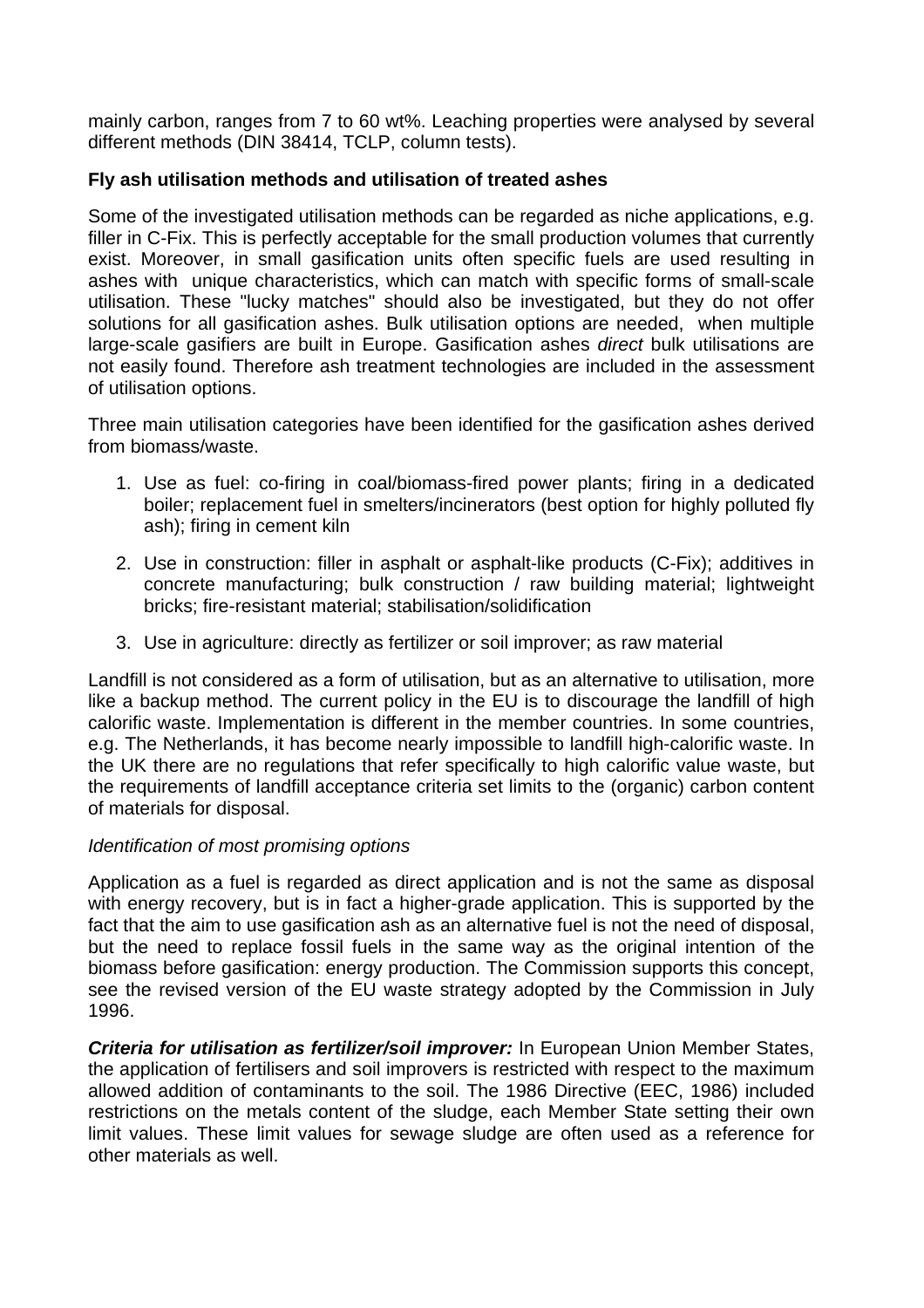mainly carbon, ranges from 7 to 60 wt%. Leaching properties were analysed by several different methods (DIN 38414, TCLP, column tests).

**Fly ash utilisation methods and utilisation of treated ashes**

Some of the investigated utilisation methods can be regarded as niche applications, e.g. filler in C-Fix. This is perfectly acceptable for the small production volumes that currently exist. Moreover, in small gasification units often specific fuels are used resulting in ashes with unique characteristics, which can match with specific forms of small-scale utilisation. These "lucky matches" should also be investigated, but they do not offer solutions for all gasification ashes. Bulk utilisation options are needed, when multiple large-scale gasifiers are built in Europe. Gasification ashes *direct* bulk utilisations are not easily found. Therefore ash treatment technologies are included in the assessment of utilisation options.

Three main utilisation categories have been identified for the gasification ashes derived from biomass/waste.

1. Use as fuel: co-firing in coal/biomass-fired power plants; firing in a dedicated boiler; replacement fuel in smelters/incinerators (best option for highly polluted fly ash); firing in cement kiln
2. Use in construction: filler in asphalt or asphalt-like products (C-Fix); additives in concrete manufacturing; bulk construction / raw building material; lightweight bricks; fire-resistant material; stabilisation/solidification
3. Use in agriculture: directly as fertilizer or soil improver; as raw material

Landfill is not considered as a form of utilisation, but as an alternative to utilisation, more like a backup method. The current policy in the EU is to discourage the landfill of high calorific waste. Implementation is different in the member countries. In some countries, e.g. The Netherlands, it has become nearly impossible to landfill high-calorific waste. In the UK there are no regulations that refer specifically to high calorific value waste, but the requirements of landfill acceptance criteria set limits to the (organic) carbon content of materials for disposal.

*Identification of most promising options*

Application as a fuel is regarded as direct application and is not the same as disposal with energy recovery, but is in fact a higher-grade application. This is supported by the fact that the aim to use gasification ash as an alternative fuel is not the need of disposal, but the need to replace fossil fuels in the same way as the original intention of the biomass before gasification: energy production. The Commission supports this concept, see the revised version of the EU waste strategy adopted by the Commission in July 1996.

***Criteria for utilisation as fertilizer/soil improver:*** In European Union Member States, the application of fertilisers and soil improvers is restricted with respect to the maximum allowed addition of contaminants to the soil. The 1986 Directive (EEC, 1986) included restrictions on the metals content of the sludge, each Member State setting their own limit values. These limit values for sewage sludge are often used as a reference for other materials as well.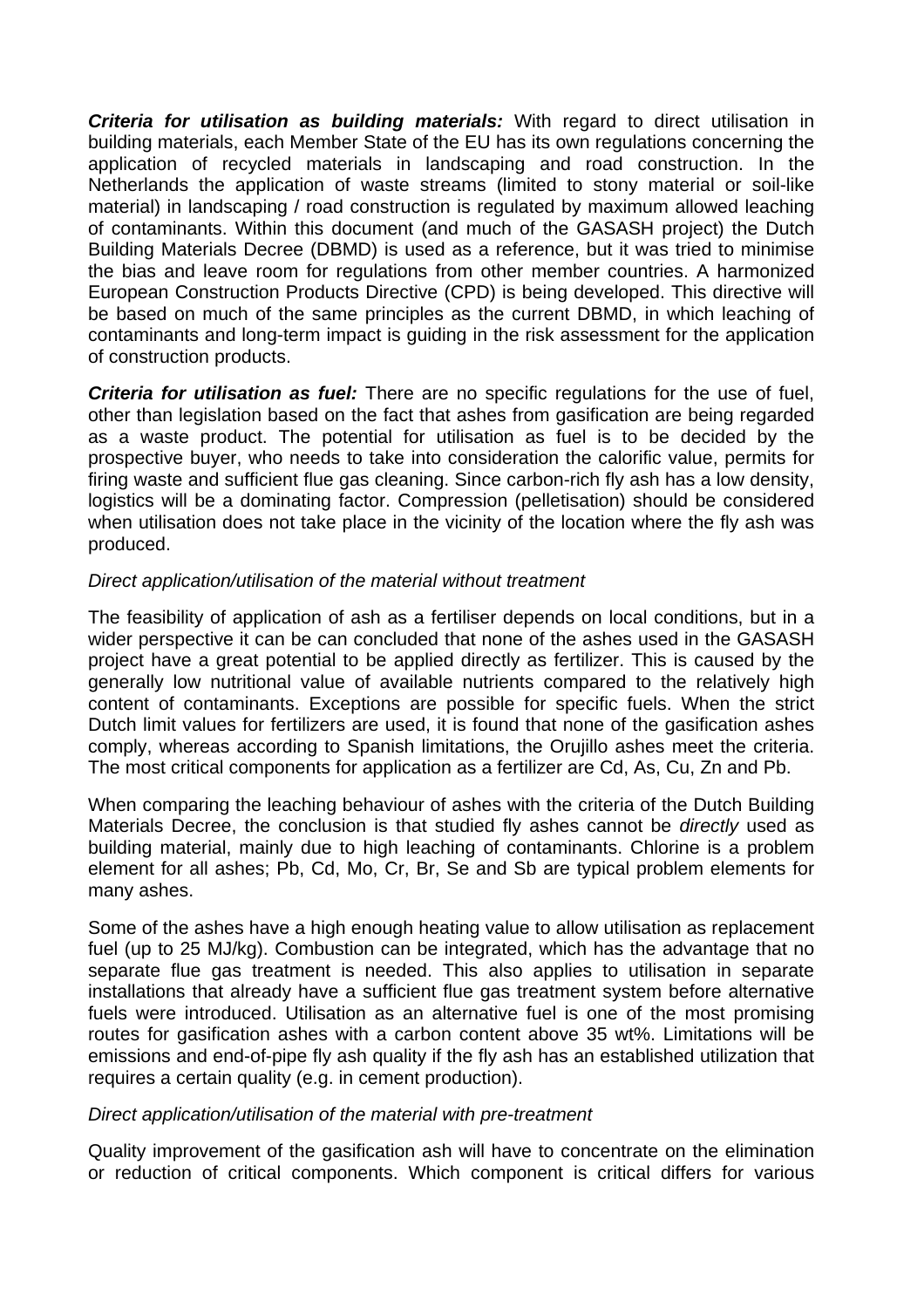***Criteria for utilisation as building materials:*** With regard to direct utilisation in building materials, each Member State of the EU has its own regulations concerning the application of recycled materials in landscaping and road construction. In the Netherlands the application of waste streams (limited to stony material or soil-like material) in landscaping / road construction is regulated by maximum allowed leaching of contaminants. Within this document (and much of the GASASH project) the Dutch Building Materials Decree (DBMD) is used as a reference, but it was tried to minimise the bias and leave room for regulations from other member countries. A harmonized European Construction Products Directive (CPD) is being developed. This directive will be based on much of the same principles as the current DBMD, in which leaching of contaminants and long-term impact is guiding in the risk assessment for the application of construction products.

***Criteria for utilisation as fuel:*** There are no specific regulations for the use of fuel, other than legislation based on the fact that ashes from gasification are being regarded as a waste product. The potential for utilisation as fuel is to be decided by the prospective buyer, who needs to take into consideration the calorific value, permits for firing waste and sufficient flue gas cleaning. Since carbon-rich fly ash has a low density, logistics will be a dominating factor. Compression (pelletisation) should be considered when utilisation does not take place in the vicinity of the location where the fly ash was produced.

*Direct application/utilisation of the material without treatment*

The feasibility of application of ash as a fertiliser depends on local conditions, but in a wider perspective it can be can concluded that none of the ashes used in the GASASH project have a great potential to be applied directly as fertilizer. This is caused by the generally low nutritional value of available nutrients compared to the relatively high content of contaminants. Exceptions are possible for specific fuels. When the strict Dutch limit values for fertilizers are used, it is found that none of the gasification ashes comply, whereas according to Spanish limitations, the Orujillo ashes meet the criteria. The most critical components for application as a fertilizer are Cd, As, Cu, Zn and Pb.

When comparing the leaching behaviour of ashes with the criteria of the Dutch Building Materials Decree, the conclusion is that studied fly ashes cannot be *directly* used as building material, mainly due to high leaching of contaminants. Chlorine is a problem element for all ashes; Pb, Cd, Mo, Cr, Br, Se and Sb are typical problem elements for many ashes.

Some of the ashes have a high enough heating value to allow utilisation as replacement fuel (up to 25 MJ/kg). Combustion can be integrated, which has the advantage that no separate flue gas treatment is needed. This also applies to utilisation in separate installations that already have a sufficient flue gas treatment system before alternative fuels were introduced. Utilisation as an alternative fuel is one of the most promising routes for gasification ashes with a carbon content above 35 wt%. Limitations will be emissions and end-of-pipe fly ash quality if the fly ash has an established utilization that requires a certain quality (e.g. in cement production).

*Direct application/utilisation of the material with pre-treatment*

Quality improvement of the gasification ash will have to concentrate on the elimination or reduction of critical components. Which component is critical differs for various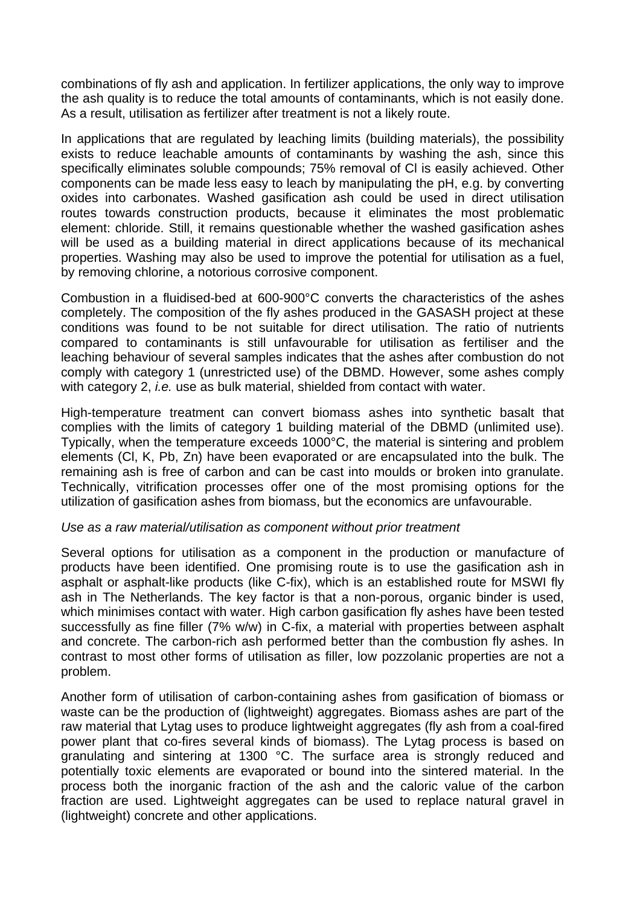combinations of fly ash and application. In fertilizer applications, the only way to improve the ash quality is to reduce the total amounts of contaminants, which is not easily done. As a result, utilisation as fertilizer after treatment is not a likely route.

In applications that are regulated by leaching limits (building materials), the possibility exists to reduce leachable amounts of contaminants by washing the ash, since this specifically eliminates soluble compounds; 75% removal of Cl is easily achieved. Other components can be made less easy to leach by manipulating the pH, e.g. by converting oxides into carbonates. Washed gasification ash could be used in direct utilisation routes towards construction products, because it eliminates the most problematic element: chloride. Still, it remains questionable whether the washed gasification ashes will be used as a building material in direct applications because of its mechanical properties. Washing may also be used to improve the potential for utilisation as a fuel, by removing chlorine, a notorious corrosive component.

Combustion in a fluidised-bed at 600-900°C converts the characteristics of the ashes completely. The composition of the fly ashes produced in the GASASH project at these conditions was found to be not suitable for direct utilisation. The ratio of nutrients compared to contaminants is still unfavourable for utilisation as fertiliser and the leaching behaviour of several samples indicates that the ashes after combustion do not comply with category 1 (unrestricted use) of the DBMD. However, some ashes comply with category 2, *i.e.* use as bulk material, shielded from contact with water.

High-temperature treatment can convert biomass ashes into synthetic basalt that complies with the limits of category 1 building material of the DBMD (unlimited use). Typically, when the temperature exceeds 1000°C, the material is sintering and problem elements (Cl, K, Pb, Zn) have been evaporated or are encapsulated into the bulk. The remaining ash is free of carbon and can be cast into moulds or broken into granulate. Technically, vitrification processes offer one of the most promising options for the utilization of gasification ashes from biomass, but the economics are unfavourable.

*Use as a raw material/utilisation as component without prior treatment*

Several options for utilisation as a component in the production or manufacture of products have been identified. One promising route is to use the gasification ash in asphalt or asphalt-like products (like C-fix), which is an established route for MSWI fly ash in The Netherlands. The key factor is that a non-porous, organic binder is used, which minimises contact with water. High carbon gasification fly ashes have been tested successfully as fine filler (7% w/w) in C-fix, a material with properties between asphalt and concrete. The carbon-rich ash performed better than the combustion fly ashes. In contrast to most other forms of utilisation as filler, low pozzolanic properties are not a problem.

Another form of utilisation of carbon-containing ashes from gasification of biomass or waste can be the production of (lightweight) aggregates. Biomass ashes are part of the raw material that Lytag uses to produce lightweight aggregates (fly ash from a coal-fired power plant that co-fires several kinds of biomass). The Lytag process is based on granulating and sintering at 1300 °C. The surface area is strongly reduced and potentially toxic elements are evaporated or bound into the sintered material. In the process both the inorganic fraction of the ash and the caloric value of the carbon fraction are used. Lightweight aggregates can be used to replace natural gravel in (lightweight) concrete and other applications.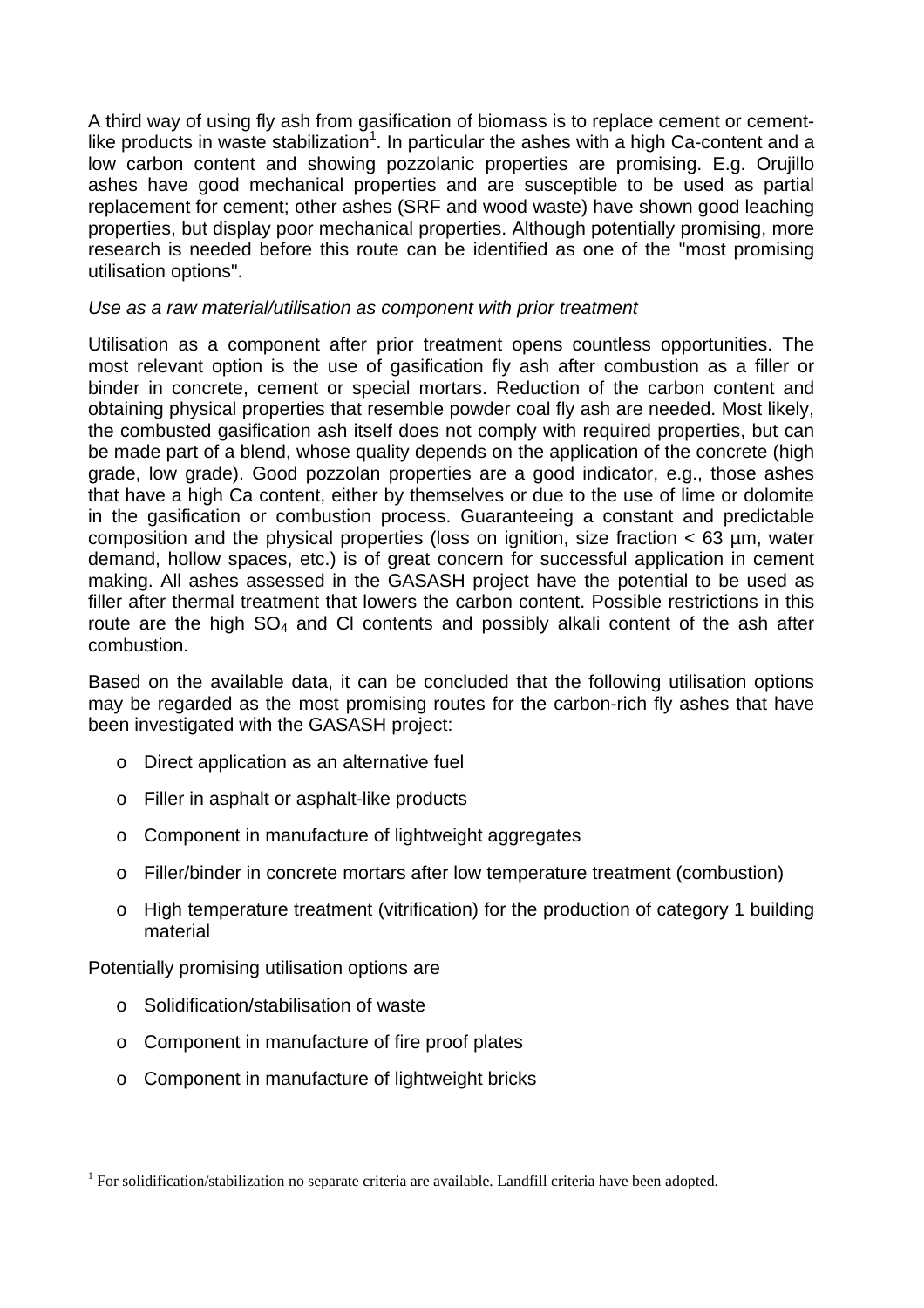A third way of using fly ash from gasification of biomass is to replace cement or cement-like products in waste stabilization[1]. In particular the ashes with a high Ca-content and a low carbon content and showing pozzolanic properties are promising. E.g. Orujillo ashes have good mechanical properties and are susceptible to be used as partial replacement for cement; other ashes (SRF and wood waste) have shown good leaching properties, but display poor mechanical properties. Although potentially promising, more research is needed before this route can be identified as one of the "most promising utilisation options".

*Use as a raw material/utilisation as component with prior treatment*

Utilisation as a component after prior treatment opens countless opportunities. The most relevant option is the use of gasification fly ash after combustion as a filler or binder in concrete, cement or special mortars. Reduction of the carbon content and obtaining physical properties that resemble powder coal fly ash are needed. Most likely, the combusted gasification ash itself does not comply with required properties, but can be made part of a blend, whose quality depends on the application of the concrete (high grade, low grade). Good pozzolan properties are a good indicator, e.g., those ashes that have a high Ca content, either by themselves or due to the use of lime or dolomite in the gasification or combustion process. Guaranteeing a constant and predictable composition and the physical properties (loss on ignition, size fraction < 63 µm, water demand, hollow spaces, etc.) is of great concern for successful application in cement making. All ashes assessed in the GASASH project have the potential to be used as filler after thermal treatment that lowers the carbon content. Possible restrictions in this route are the high $SO_4$ and Cl contents and possibly alkali content of the ash after combustion.

Based on the available data, it can be concluded that the following utilisation options may be regarded as the most promising routes for the carbon-rich fly ashes that have been investigated with the GASASH project:

- Direct application as an alternative fuel
- Filler in asphalt or asphalt-like products
- Component in manufacture of lightweight aggregates
- Filler/binder in concrete mortars after low temperature treatment (combustion)
- High temperature treatment (vitrification) for the production of category 1 building material

Potentially promising utilisation options are

- Solidification/stabilisation of waste
- Component in manufacture of fire proof plates
- Component in manufacture of lightweight bricks

---

[1] For solidification/stabilization no separate criteria are available. Landfill criteria have been adopted.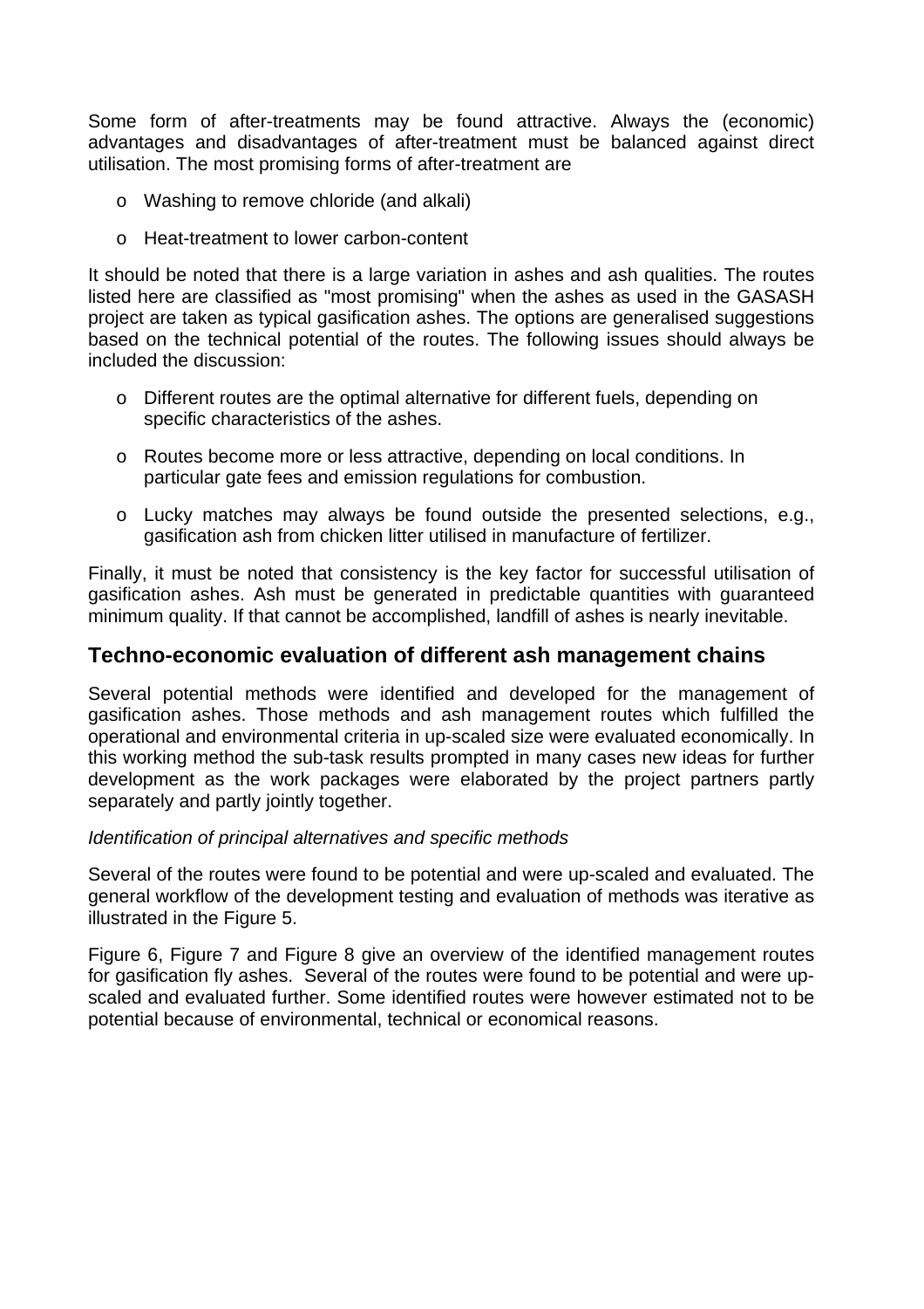Some form of after-treatments may be found attractive. Always the (economic) advantages and disadvantages of after-treatment must be balanced against direct utilisation. The most promising forms of after-treatment are

- Washing to remove chloride (and alkali)
- Heat-treatment to lower carbon-content

It should be noted that there is a large variation in ashes and ash qualities. The routes listed here are classified as "most promising" when the ashes as used in the GASASH project are taken as typical gasification ashes. The options are generalised suggestions based on the technical potential of the routes. The following issues should always be included the discussion:

- Different routes are the optimal alternative for different fuels, depending on specific characteristics of the ashes.
- Routes become more or less attractive, depending on local conditions. In particular gate fees and emission regulations for combustion.
- Lucky matches may always be found outside the presented selections, e.g., gasification ash from chicken litter utilised in manufacture of fertilizer.

Finally, it must be noted that consistency is the key factor for successful utilisation of gasification ashes. Ash must be generated in predictable quantities with guaranteed minimum quality. If that cannot be accomplished, landfill of ashes is nearly inevitable.

## Techno-economic evaluation of different ash management chains

Several potential methods were identified and developed for the management of gasification ashes. Those methods and ash management routes which fulfilled the operational and environmental criteria in up-scaled size were evaluated economically. In this working method the sub-task results prompted in many cases new ideas for further development as the work packages were elaborated by the project partners partly separately and partly jointly together.

*Identification of principal alternatives and specific methods*

Several of the routes were found to be potential and were up-scaled and evaluated. The general workflow of the development testing and evaluation of methods was iterative as illustrated in the Figure 5.

Figure 6, Figure 7 and Figure 8 give an overview of the identified management routes for gasification fly ashes. Several of the routes were found to be potential and were up-scaled and evaluated further. Some identified routes were however estimated not to be potential because of environmental, technical or economical reasons.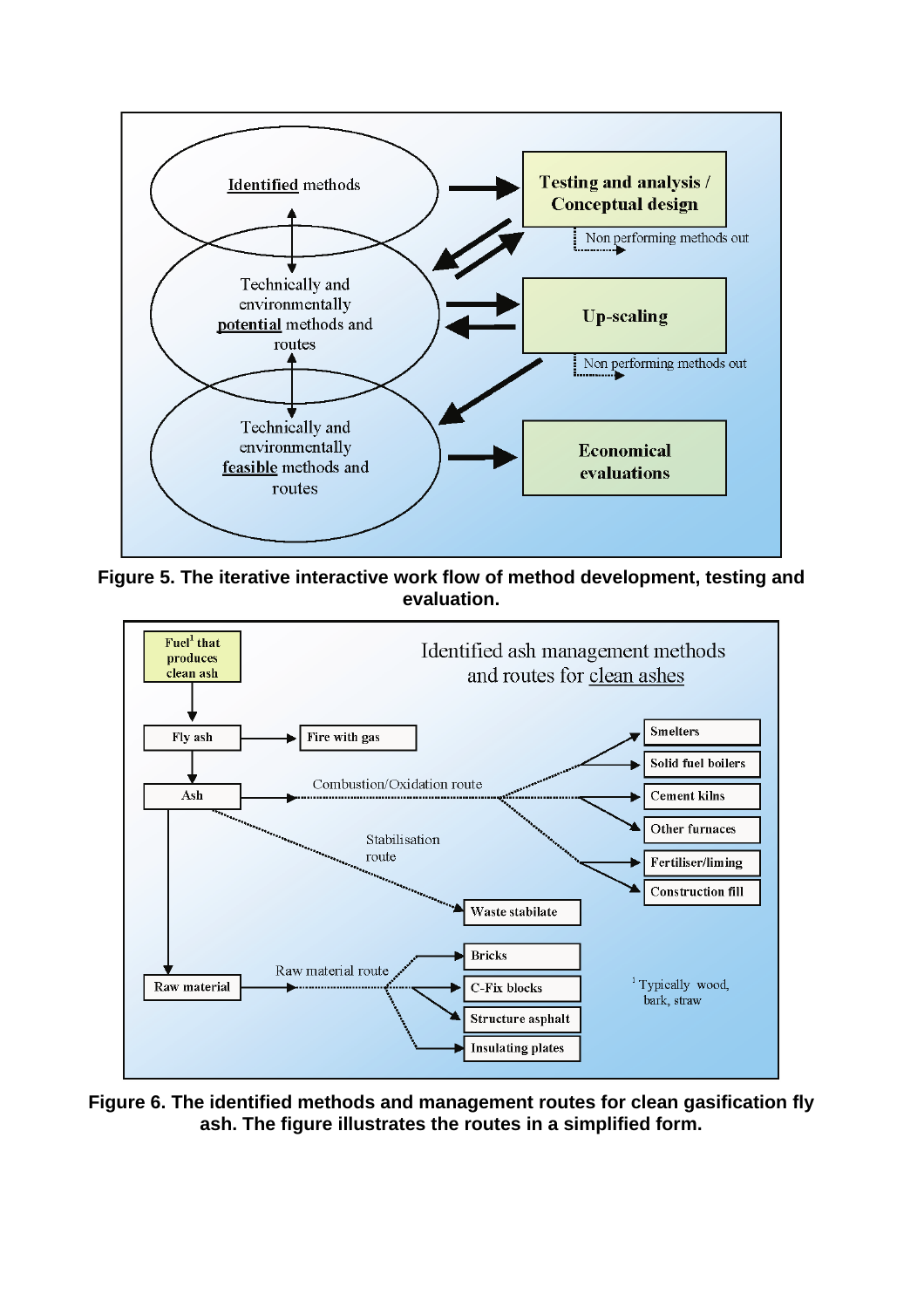**Figure 5. The iterative interactive work flow of method development, testing and evaluation.**

**Figure 6. The identified methods and management routes for clean gasification fly ash. The figure illustrates the routes in a simplified form.**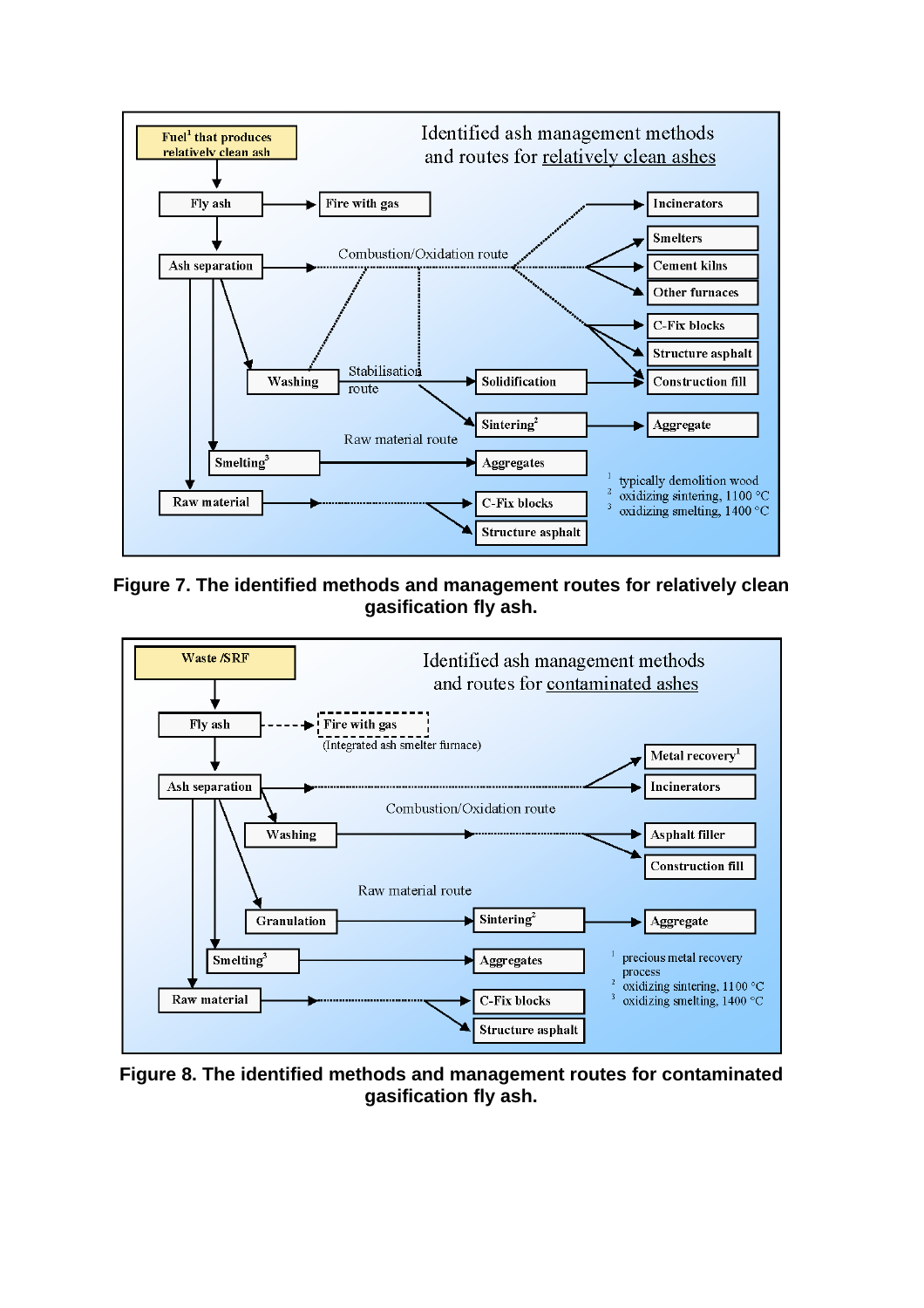**Figure 7. The identified methods and management routes for relatively clean gasification fly ash.**

**Figure 8. The identified methods and management routes for contaminated gasification fly ash.**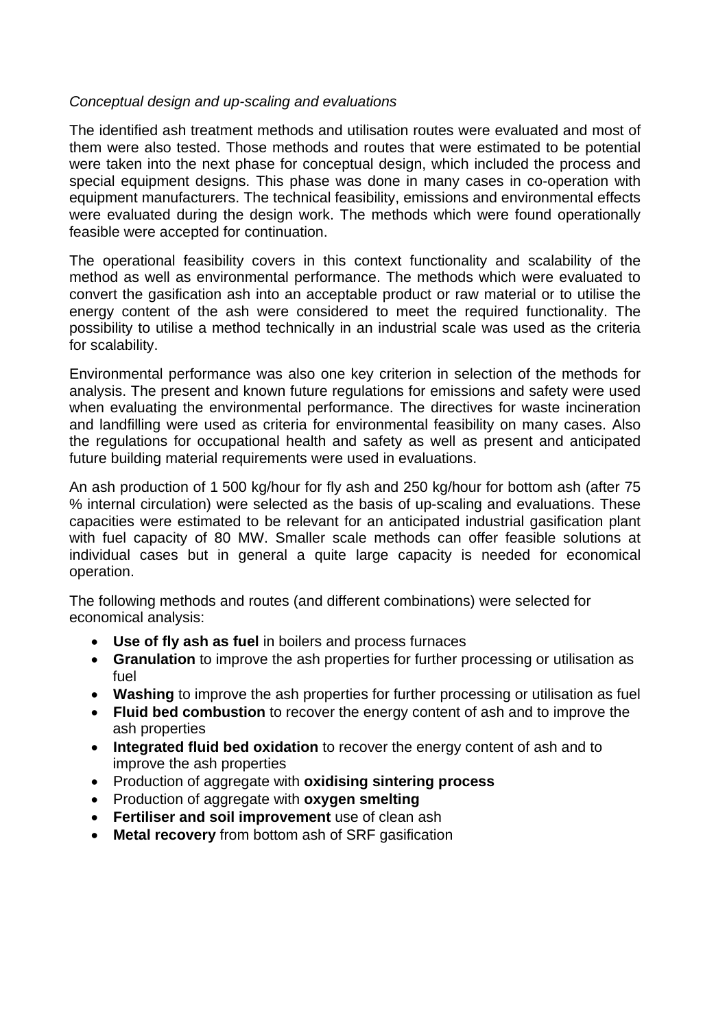*Conceptual design and up-scaling and evaluations*

The identified ash treatment methods and utilisation routes were evaluated and most of them were also tested. Those methods and routes that were estimated to be potential were taken into the next phase for conceptual design, which included the process and special equipment designs. This phase was done in many cases in co-operation with equipment manufacturers. The technical feasibility, emissions and environmental effects were evaluated during the design work. The methods which were found operationally feasible were accepted for continuation.

The operational feasibility covers in this context functionality and scalability of the method as well as environmental performance. The methods which were evaluated to convert the gasification ash into an acceptable product or raw material or to utilise the energy content of the ash were considered to meet the required functionality. The possibility to utilise a method technically in an industrial scale was used as the criteria for scalability.

Environmental performance was also one key criterion in selection of the methods for analysis. The present and known future regulations for emissions and safety were used when evaluating the environmental performance. The directives for waste incineration and landfilling were used as criteria for environmental feasibility on many cases. Also the regulations for occupational health and safety as well as present and anticipated future building material requirements were used in evaluations.

An ash production of 1 500 kg/hour for fly ash and 250 kg/hour for bottom ash (after 75 % internal circulation) were selected as the basis of up-scaling and evaluations. These capacities were estimated to be relevant for an anticipated industrial gasification plant with fuel capacity of 80 MW. Smaller scale methods can offer feasible solutions at individual cases but in general a quite large capacity is needed for economical operation.

The following methods and routes (and different combinations) were selected for economical analysis:

- **Use of fly ash as fuel** in boilers and process furnaces
- **Granulation** to improve the ash properties for further processing or utilisation as fuel
- **Washing** to improve the ash properties for further processing or utilisation as fuel
- **Fluid bed combustion** to recover the energy content of ash and to improve the ash properties
- **Integrated fluid bed oxidation** to recover the energy content of ash and to improve the ash properties
- Production of aggregate with **oxidising sintering process**
- Production of aggregate with **oxygen smelting**
- **Fertiliser and soil improvement** use of clean ash
- **Metal recovery** from bottom ash of SRF gasification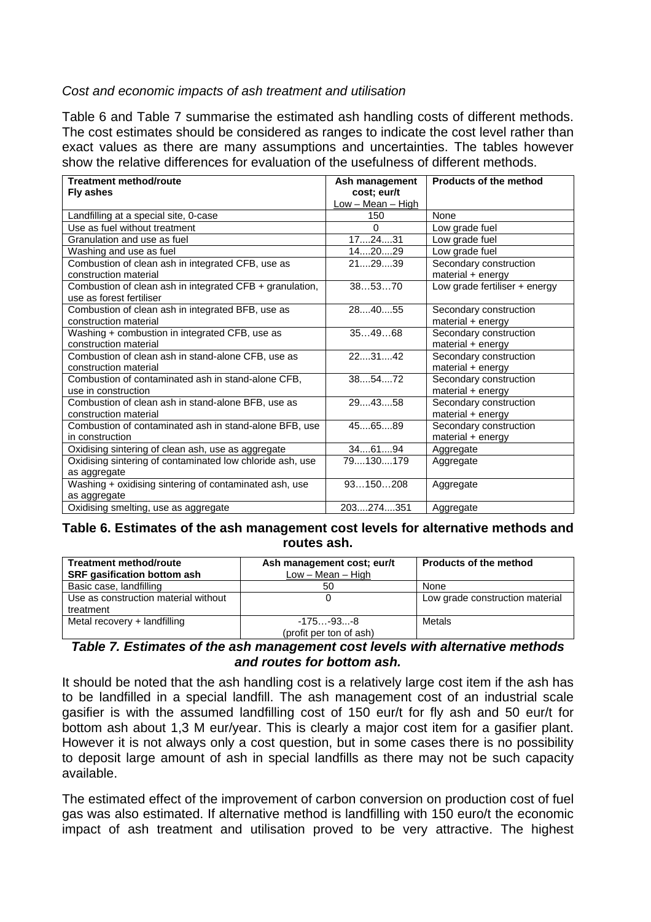*Cost and economic impacts of ash treatment and utilisation*

Table 6 and Table 7 summarise the estimated ash handling costs of different methods. The cost estimates should be considered as ranges to indicate the cost level rather than exact values as there are many assumptions and uncertainties. The tables however show the relative differences for evaluation of the usefulness of different methods.

| Treatment method/route<br>**Fly ashes** | Ash management cost; eur/t<br>Low – Mean – High | Products of the method |
|---|---|---|
| Landfilling at a special site, 0-case | 150 | None |
| Use as fuel without treatment | 0 | Low grade fuel |
| Granulation and use as fuel | 17....24....31 | Low grade fuel |
| Washing and use as fuel | 14....20....29 | Low grade fuel |
| Combustion of clean ash in integrated CFB, use as construction material | 21....29....39 | Secondary construction material + energy |
| Combustion of clean ash in integrated CFB + granulation, use as forest fertiliser | 38…53…70 | Low grade fertiliser + energy |
| Combustion of clean ash in integrated BFB, use as construction material | 28....40....55 | Secondary construction material + energy |
| Washing + combustion in integrated CFB, use as construction material | 35…49…68 | Secondary construction material + energy |
| Combustion of clean ash in stand-alone CFB, use as construction material | 22....31....42 | Secondary construction material + energy |
| Combustion of contaminated ash in stand-alone CFB, use in construction | 38....54....72 | Secondary construction material + energy |
| Combustion of clean ash in stand-alone BFB, use as construction material | 29....43....58 | Secondary construction material + energy |
| Combustion of contaminated ash in stand-alone BFB, use in construction | 45....65....89 | Secondary construction material + energy |
| Oxidising sintering of clean ash, use as aggregate | 34....61....94 | Aggregate |
| Oxidising sintering of contaminated low chloride ash, use as aggregate | 79....130....179 | Aggregate |
| Washing + oxidising sintering of contaminated ash, use as aggregate | 93…150…208 | Aggregate |
| Oxidising smelting, use as aggregate | 203....274....351 | Aggregate |

**Table 6. Estimates of the ash management cost levels for alternative methods and routes ash.**

| Treatment method/route<br>**SRF gasification bottom ash** | Ash management cost; eur/t<br>Low – Mean – High | Products of the method |
|---|---|---|
| Basic case, landfilling | 50 | None |
| Use as construction material without treatment | 0 | Low grade construction material |
| Metal recovery + landfilling | -175…-93...-8<br>(profit per ton of ash) | Metals |

***Table 7. Estimates of the ash management cost levels with alternative methods and routes for bottom ash.***

It should be noted that the ash handling cost is a relatively large cost item if the ash has to be landfilled in a special landfill. The ash management cost of an industrial scale gasifier is with the assumed landfilling cost of 150 eur/t for fly ash and 50 eur/t for bottom ash about 1,3 M eur/year. This is clearly a major cost item for a gasifier plant. However it is not always only a cost question, but in some cases there is no possibility to deposit large amount of ash in special landfills as there may not be such capacity available.

The estimated effect of the improvement of carbon conversion on production cost of fuel gas was also estimated. If alternative method is landfilling with 150 euro/t the economic impact of ash treatment and utilisation proved to be very attractive. The highest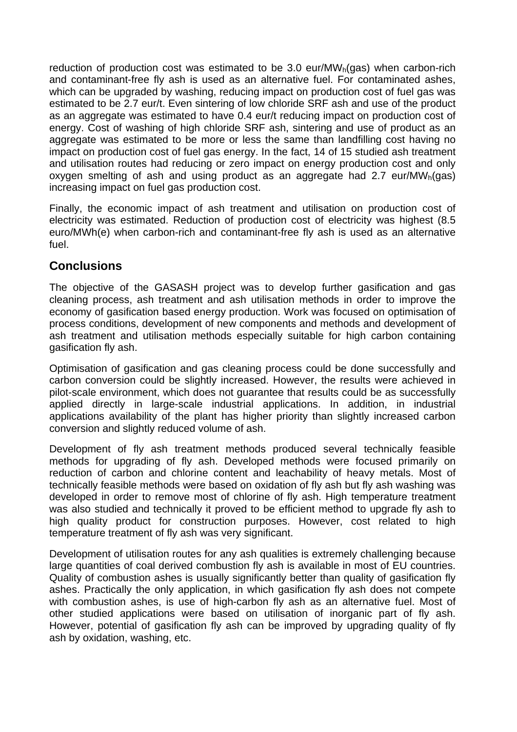reduction of production cost was estimated to be 3.0 eur/$MW_h$(gas) when carbon-rich and contaminant-free fly ash is used as an alternative fuel. For contaminated ashes, which can be upgraded by washing, reducing impact on production cost of fuel gas was estimated to be 2.7 eur/t. Even sintering of low chloride SRF ash and use of the product as an aggregate was estimated to have 0.4 eur/t reducing impact on production cost of energy. Cost of washing of high chloride SRF ash, sintering and use of product as an aggregate was estimated to be more or less the same than landfilling cost having no impact on production cost of fuel gas energy. In the fact, 14 of 15 studied ash treatment and utilisation routes had reducing or zero impact on energy production cost and only oxygen smelting of ash and using product as an aggregate had 2.7 eur/$MW_h$(gas) increasing impact on fuel gas production cost.

Finally, the economic impact of ash treatment and utilisation on production cost of electricity was estimated. Reduction of production cost of electricity was highest (8.5 euro/MWh(e) when carbon-rich and contaminant-free fly ash is used as an alternative fuel.

## Conclusions

The objective of the GASASH project was to develop further gasification and gas cleaning process, ash treatment and ash utilisation methods in order to improve the economy of gasification based energy production. Work was focused on optimisation of process conditions, development of new components and methods and development of ash treatment and utilisation methods especially suitable for high carbon containing gasification fly ash.

Optimisation of gasification and gas cleaning process could be done successfully and carbon conversion could be slightly increased. However, the results were achieved in pilot-scale environment, which does not guarantee that results could be as successfully applied directly in large-scale industrial applications. In addition, in industrial applications availability of the plant has higher priority than slightly increased carbon conversion and slightly reduced volume of ash.

Development of fly ash treatment methods produced several technically feasible methods for upgrading of fly ash. Developed methods were focused primarily on reduction of carbon and chlorine content and leachability of heavy metals. Most of technically feasible methods were based on oxidation of fly ash but fly ash washing was developed in order to remove most of chlorine of fly ash. High temperature treatment was also studied and technically it proved to be efficient method to upgrade fly ash to high quality product for construction purposes. However, cost related to high temperature treatment of fly ash was very significant.

Development of utilisation routes for any ash qualities is extremely challenging because large quantities of coal derived combustion fly ash is available in most of EU countries. Quality of combustion ashes is usually significantly better than quality of gasification fly ashes. Practically the only application, in which gasification fly ash does not compete with combustion ashes, is use of high-carbon fly ash as an alternative fuel. Most of other studied applications were based on utilisation of inorganic part of fly ash. However, potential of gasification fly ash can be improved by upgrading quality of fly ash by oxidation, washing, etc.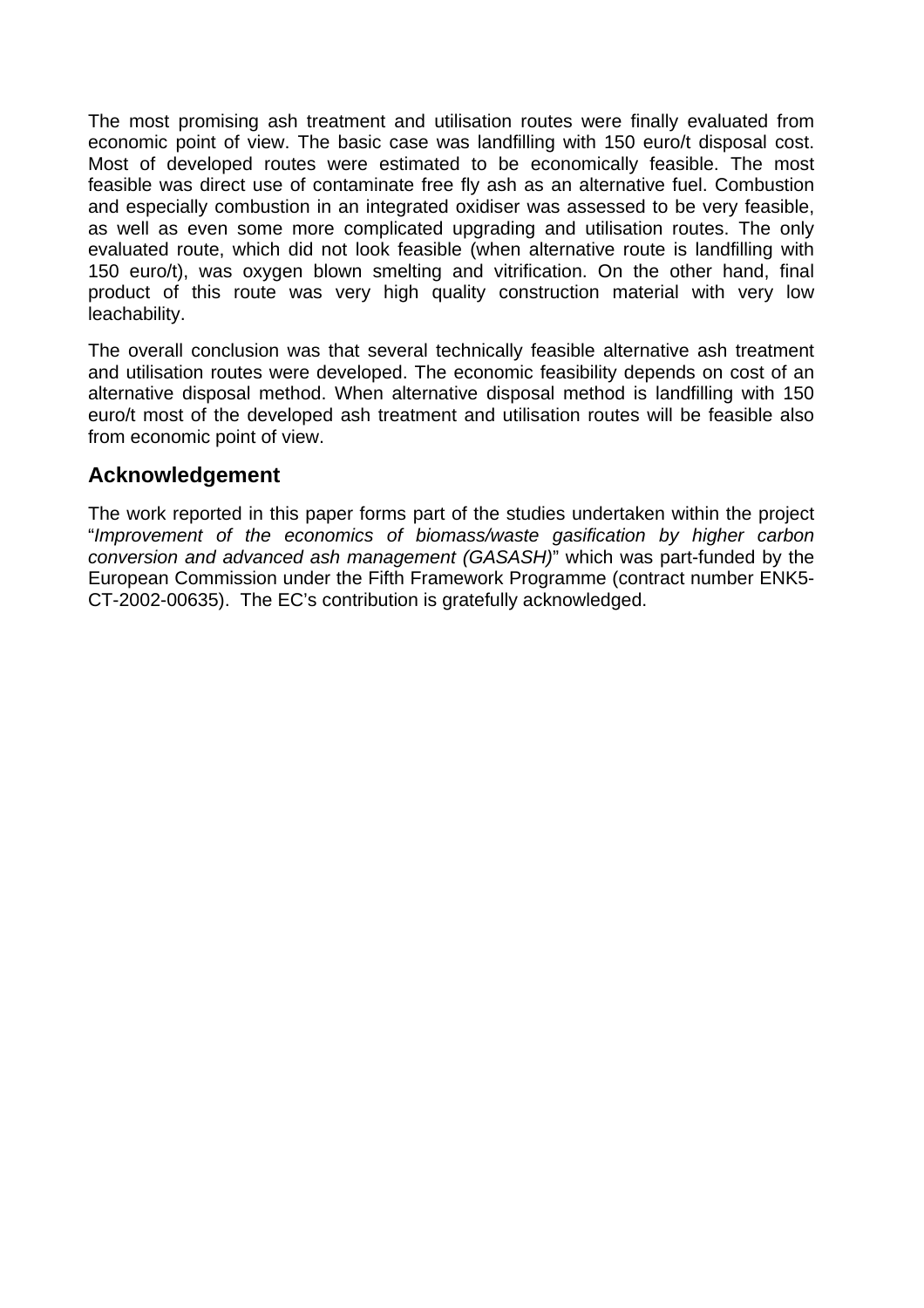The most promising ash treatment and utilisation routes were finally evaluated from economic point of view. The basic case was landfilling with 150 euro/t disposal cost. Most of developed routes were estimated to be economically feasible. The most feasible was direct use of contaminate free fly ash as an alternative fuel. Combustion and especially combustion in an integrated oxidiser was assessed to be very feasible, as well as even some more complicated upgrading and utilisation routes. The only evaluated route, which did not look feasible (when alternative route is landfilling with 150 euro/t), was oxygen blown smelting and vitrification. On the other hand, final product of this route was very high quality construction material with very low leachability.

The overall conclusion was that several technically feasible alternative ash treatment and utilisation routes were developed. The economic feasibility depends on cost of an alternative disposal method. When alternative disposal method is landfilling with 150 euro/t most of the developed ash treatment and utilisation routes will be feasible also from economic point of view.

## Acknowledgement

The work reported in this paper forms part of the studies undertaken within the project "*Improvement of the economics of biomass/waste gasification by higher carbon conversion and advanced ash management (GASASH)*" which was part-funded by the European Commission under the Fifth Framework Programme (contract number ENK5-CT-2002-00635). The EC's contribution is gratefully acknowledged.